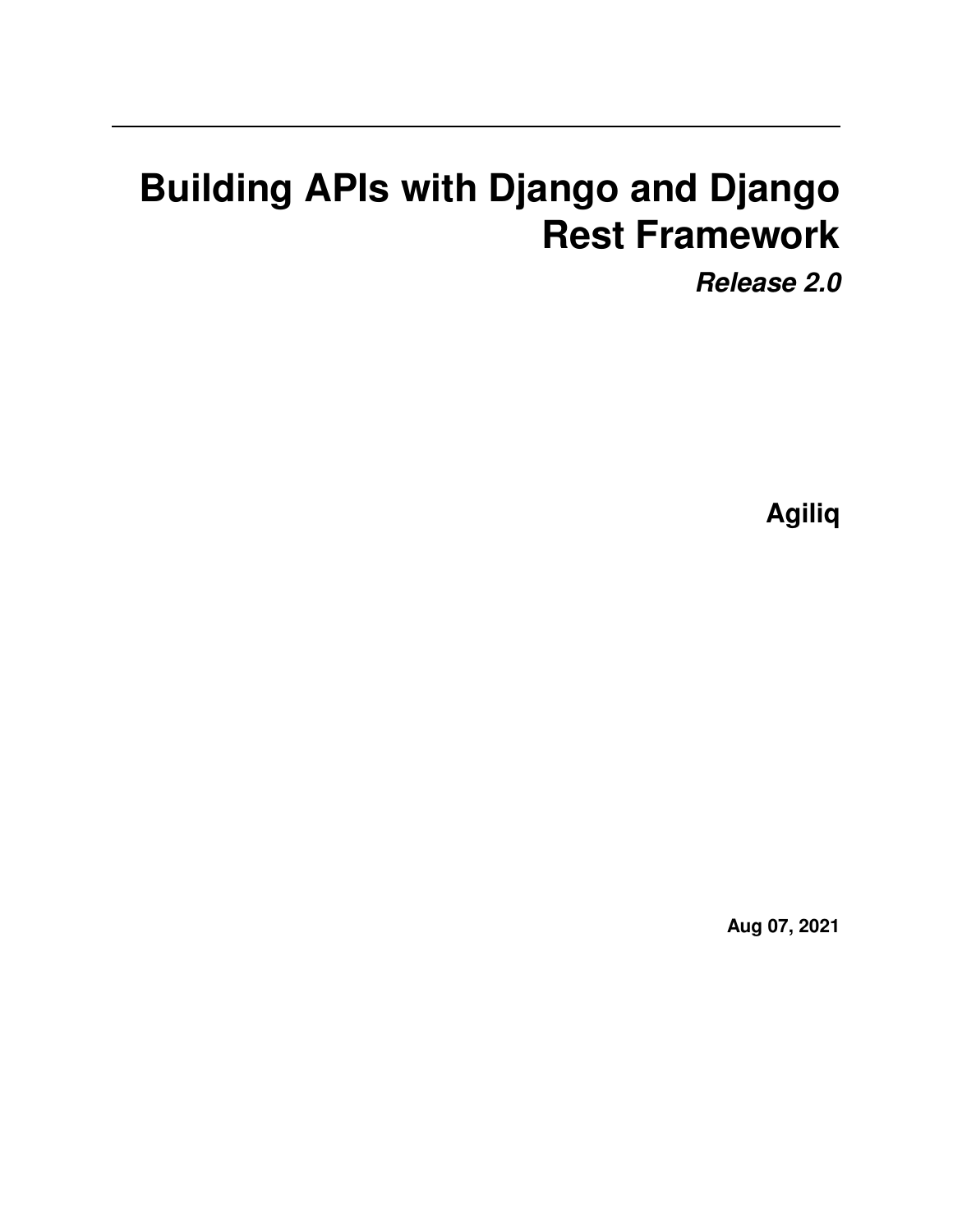# Building APIs with Django and Django Rest Framework

***Release 2.0***

**Agiliq**

**Aug 07, 2021**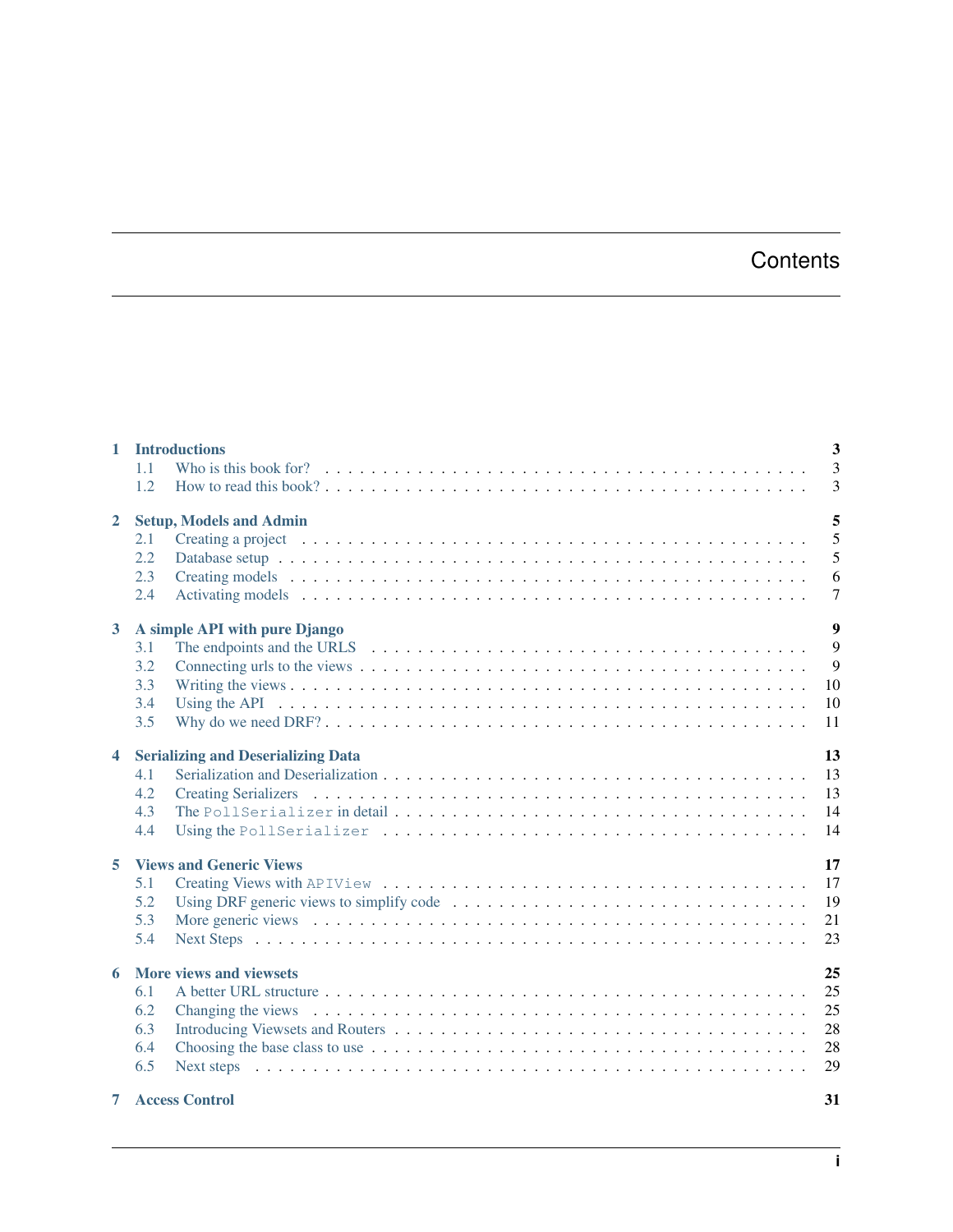# Contents

**1 Introductions** **3**
- 1.1 Who is this book for? . . . . . . . . . . . . . . . . . . . . . . . . . . . . . . . . . . . . . . . . . 3
- 1.2 How to read this book? . . . . . . . . . . . . . . . . . . . . . . . . . . . . . . . . . . . . . . . . 3

**2 Setup, Models and Admin** **5**
- 2.1 Creating a project . . . . . . . . . . . . . . . . . . . . . . . . . . . . . . . . . . . . . . . . . . 5
- 2.2 Database setup . . . . . . . . . . . . . . . . . . . . . . . . . . . . . . . . . . . . . . . . . . . 5
- 2.3 Creating models . . . . . . . . . . . . . . . . . . . . . . . . . . . . . . . . . . . . . . . . . . . 6
- 2.4 Activating models . . . . . . . . . . . . . . . . . . . . . . . . . . . . . . . . . . . . . . . . . . 7

**3 A simple API with pure Django** **9**
- 3.1 The endpoints and the URLS . . . . . . . . . . . . . . . . . . . . . . . . . . . . . . . . . . . . 9
- 3.2 Connecting urls to the views . . . . . . . . . . . . . . . . . . . . . . . . . . . . . . . . . . . . 9
- 3.3 Writing the views . . . . . . . . . . . . . . . . . . . . . . . . . . . . . . . . . . . . . . . . . . 10
- 3.4 Using the API . . . . . . . . . . . . . . . . . . . . . . . . . . . . . . . . . . . . . . . . . . . . 10
- 3.5 Why do we need DRF? . . . . . . . . . . . . . . . . . . . . . . . . . . . . . . . . . . . . . . . 11

**4 Serializing and Deserializing Data** **13**
- 4.1 Serialization and Deserialization . . . . . . . . . . . . . . . . . . . . . . . . . . . . . . . . . . 13
- 4.2 Creating Serializers . . . . . . . . . . . . . . . . . . . . . . . . . . . . . . . . . . . . . . . . . 13
- 4.3 The `PollSerializer` in detail . . . . . . . . . . . . . . . . . . . . . . . . . . . . . . . . . . . 14
- 4.4 Using the `PollSerializer` . . . . . . . . . . . . . . . . . . . . . . . . . . . . . . . . . . . . . 14

**5 Views and Generic Views** **17**
- 5.1 Creating Views with `APIView` . . . . . . . . . . . . . . . . . . . . . . . . . . . . . . . . . . 17
- 5.2 Using DRF generic views to simplify code . . . . . . . . . . . . . . . . . . . . . . . . . . . . 19
- 5.3 More generic views . . . . . . . . . . . . . . . . . . . . . . . . . . . . . . . . . . . . . . . . . 21
- 5.4 Next Steps . . . . . . . . . . . . . . . . . . . . . . . . . . . . . . . . . . . . . . . . . . . . . . 23

**6 More views and viewsets** **25**
- 6.1 A better URL structure . . . . . . . . . . . . . . . . . . . . . . . . . . . . . . . . . . . . . . . 25
- 6.2 Changing the views . . . . . . . . . . . . . . . . . . . . . . . . . . . . . . . . . . . . . . . . . 25
- 6.3 Introducing Viewsets and Routers . . . . . . . . . . . . . . . . . . . . . . . . . . . . . . . . . 28
- 6.4 Choosing the base class to use . . . . . . . . . . . . . . . . . . . . . . . . . . . . . . . . . . . 28
- 6.5 Next steps . . . . . . . . . . . . . . . . . . . . . . . . . . . . . . . . . . . . . . . . . . . . . . 29

**7 Access Control** **31**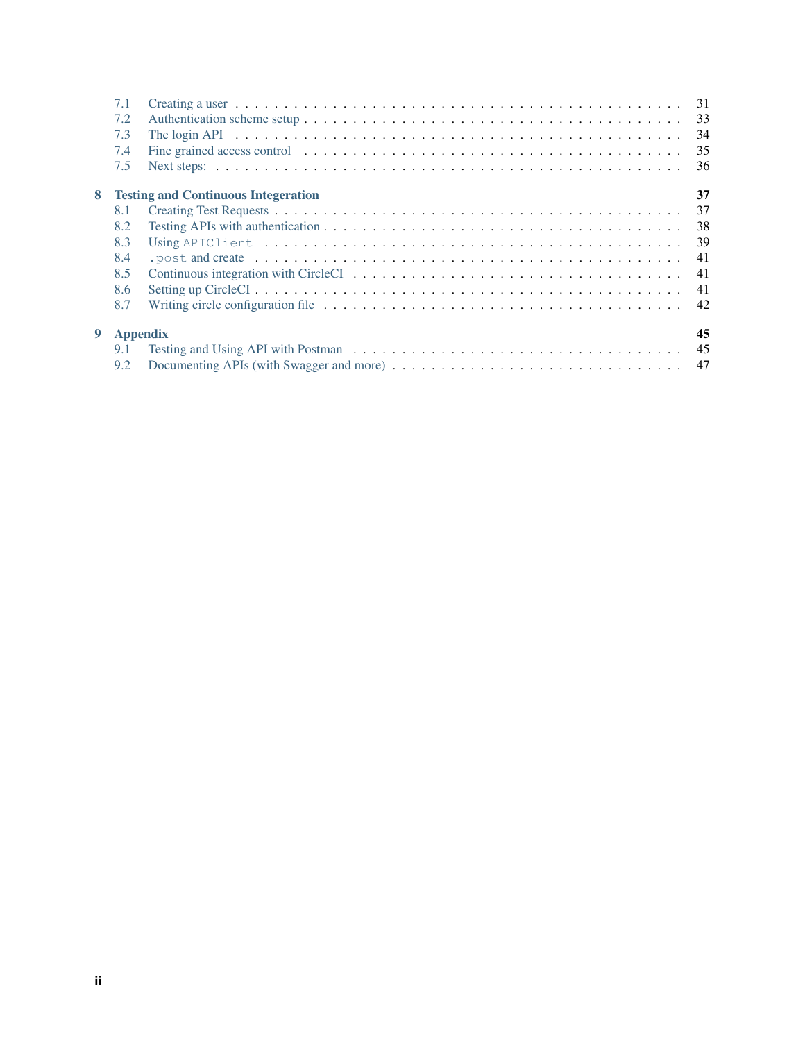- 7.1 Creating a user . . . . . . . . . . . . . . . . . . . . . . . . . . . . . . . . . . . . . . . . . . 31
- 7.2 Authentication scheme setup . . . . . . . . . . . . . . . . . . . . . . . . . . . . . . . . . . . . 33
- 7.3 The login API . . . . . . . . . . . . . . . . . . . . . . . . . . . . . . . . . . . . . . . . . . . . 34
- 7.4 Fine grained access control . . . . . . . . . . . . . . . . . . . . . . . . . . . . . . . . . . . . 35
- 7.5 Next steps: . . . . . . . . . . . . . . . . . . . . . . . . . . . . . . . . . . . . . . . . . . . . 36

**8 Testing and Continuous Integeration** **37**

- 8.1 Creating Test Requests . . . . . . . . . . . . . . . . . . . . . . . . . . . . . . . . . . . . . . 37
- 8.2 Testing APIs with authentication . . . . . . . . . . . . . . . . . . . . . . . . . . . . . . . . . 38
- 8.3 Using `APIClient` . . . . . . . . . . . . . . . . . . . . . . . . . . . . . . . . . . . . . . . . . 39
- 8.4 `.post` and create . . . . . . . . . . . . . . . . . . . . . . . . . . . . . . . . . . . . . . . . 41
- 8.5 Continuous integration with CircleCI . . . . . . . . . . . . . . . . . . . . . . . . . . . . . . 41
- 8.6 Setting up CircleCI . . . . . . . . . . . . . . . . . . . . . . . . . . . . . . . . . . . . . . . . 41
- 8.7 Writing circle configuration file . . . . . . . . . . . . . . . . . . . . . . . . . . . . . . . . . 42

**9 Appendix** **45**

- 9.1 Testing and Using API with Postman . . . . . . . . . . . . . . . . . . . . . . . . . . . . . . . 45
- 9.2 Documenting APIs (with Swagger and more) . . . . . . . . . . . . . . . . . . . . . . . . . . . 47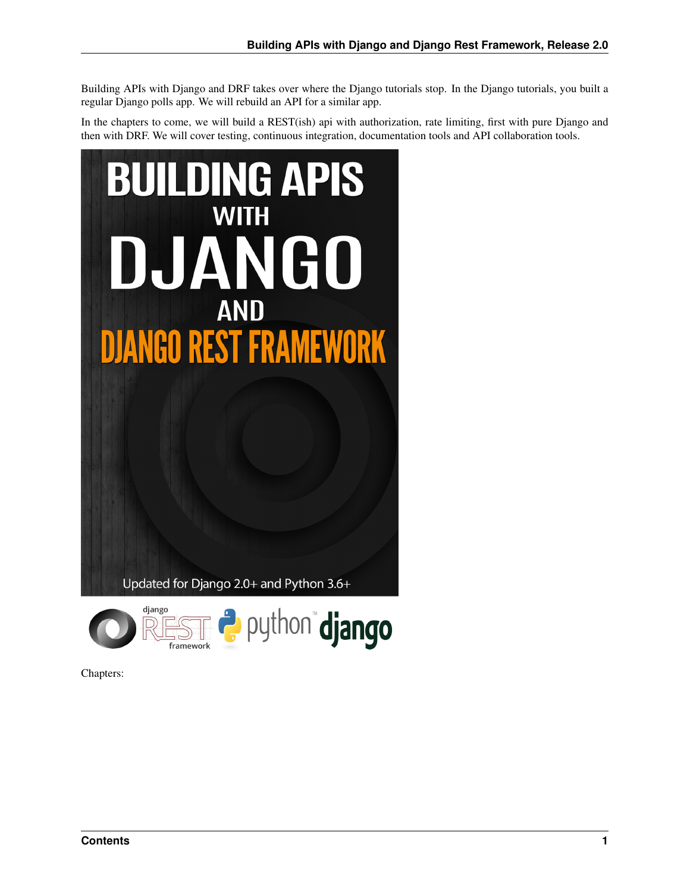Building APIs with Django and DRF takes over where the Django tutorials stop. In the Django tutorials, you built a regular Django polls app. We will rebuild an API for a similar app.

In the chapters to come, we will build a REST(ish) api with authorization, rate limiting, first with pure Django and then with DRF. We will cover testing, continuous integration, documentation tools and API collaboration tools.

Chapters: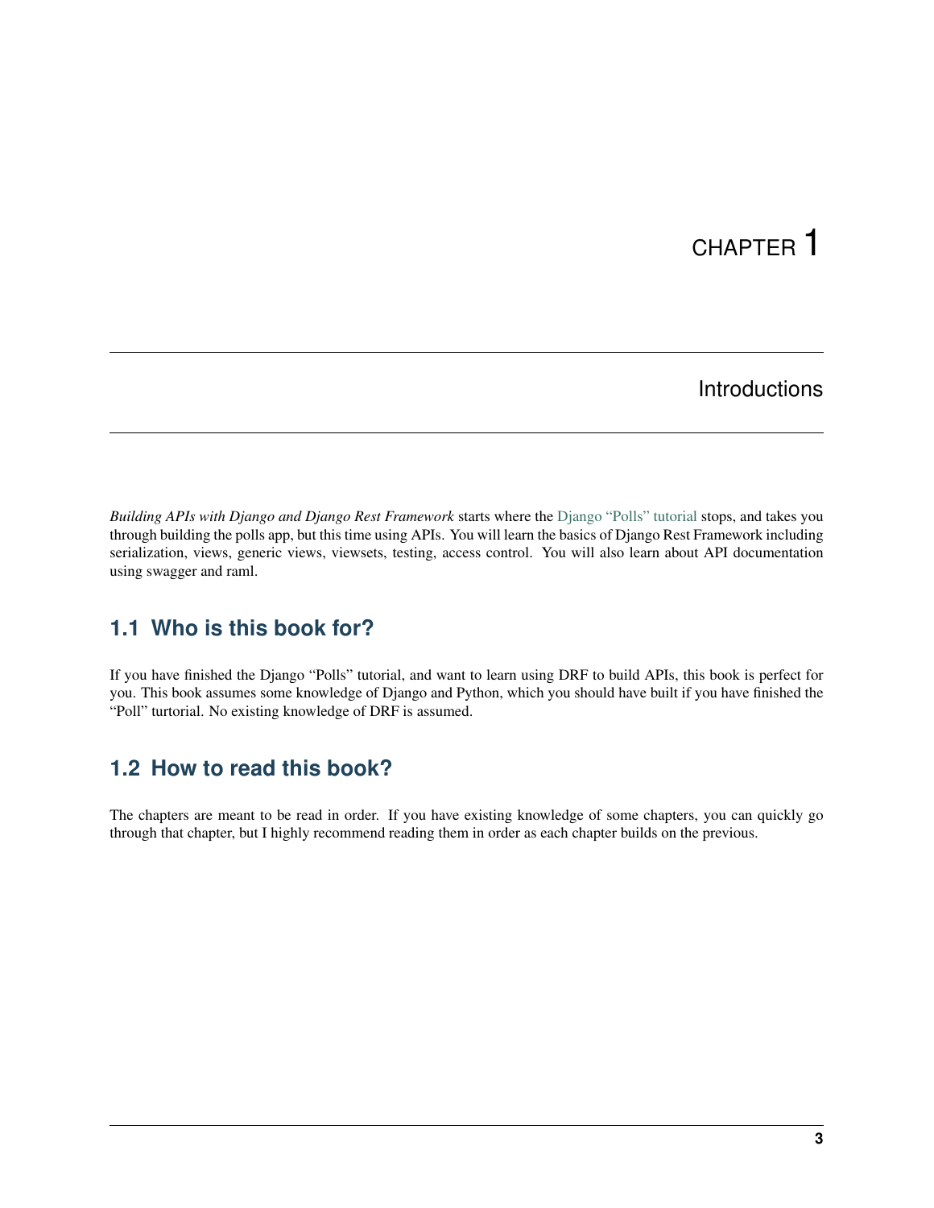# CHAPTER 1

## Introductions

*Building APIs with Django and Django Rest Framework* starts where the Django "Polls" tutorial stops, and takes you through building the polls app, but this time using APIs. You will learn the basics of Django Rest Framework including serialization, views, generic views, viewsets, testing, access control. You will also learn about API documentation using swagger and raml.

### 1.1 Who is this book for?

If you have finished the Django "Polls" tutorial, and want to learn using DRF to build APIs, this book is perfect for you. This book assumes some knowledge of Django and Python, which you should have built if you have finished the "Poll" turtorial. No existing knowledge of DRF is assumed.

### 1.2 How to read this book?

The chapters are meant to be read in order. If you have existing knowledge of some chapters, you can quickly go through that chapter, but I highly recommend reading them in order as each chapter builds on the previous.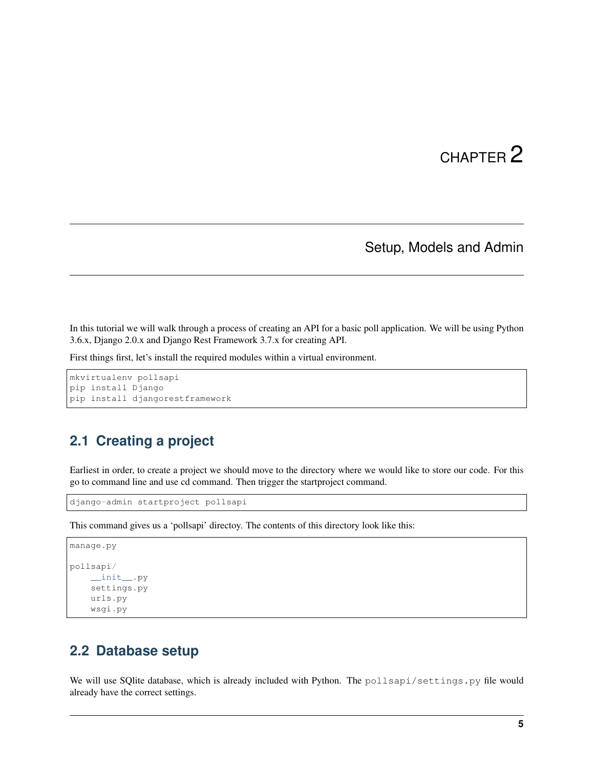// Chapter 2 + Setup, Models and Admin: heading text and typos ("directoy") kept exactly as printed.
# CHAPTER 2

# Setup, Models and Admin

In this tutorial we will walk through a process of creating an API for a basic poll application. We will be using Python 3.6.x, Django 2.0.x and Django Rest Framework 3.7.x for creating API.

First things first, let's install the required modules within a virtual environment.

```
mkvirtualenv pollsapi
pip install Django
pip install djangorestframework
```

## 2.1 Creating a project

Earliest in order, to create a project we should move to the directory where we would like to store our code. For this go to command line and use cd command. Then trigger the startproject command.

```
django-admin startproject pollsapi
```

This command gives us a 'pollsapi' directoy. The contents of this directory look like this:

```
manage.py

pollsapi/
    __init__.py
    settings.py
    urls.py
    wsgi.py
```

## 2.2 Database setup

We will use SQlite database, which is already included with Python. The `pollsapi/settings.py` file would already have the correct settings.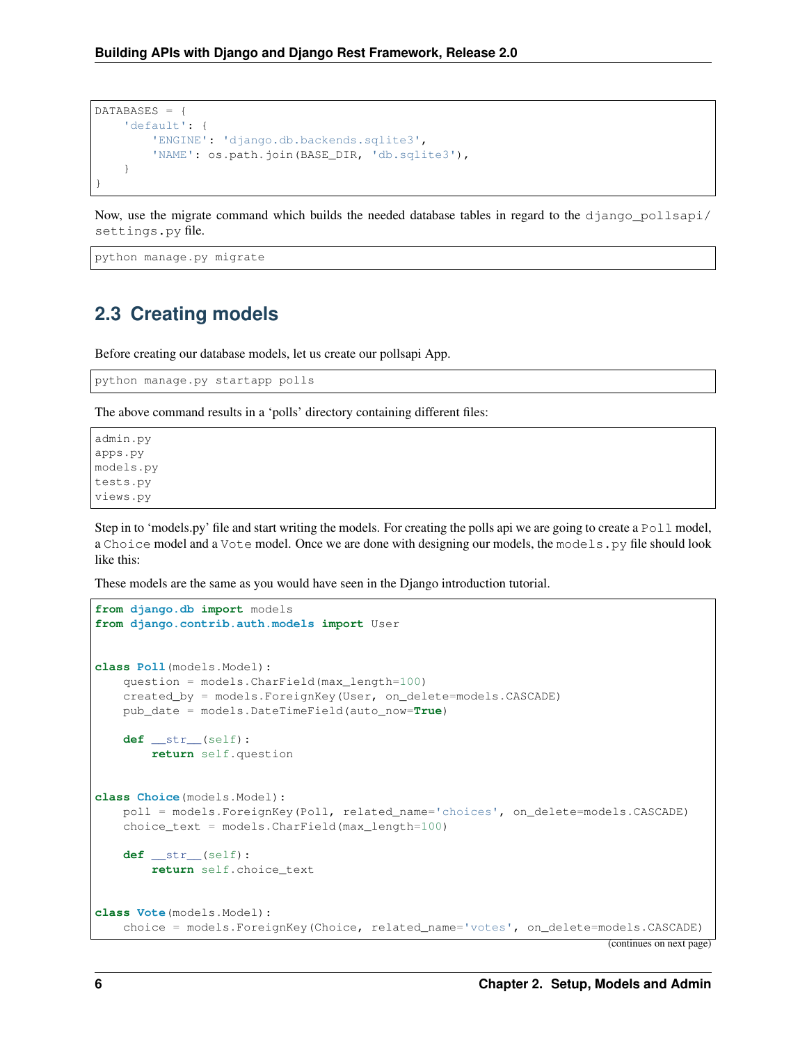```
DATABASES = {
    'default': {
        'ENGINE': 'django.db.backends.sqlite3',
        'NAME': os.path.join(BASE_DIR, 'db.sqlite3'),
    }
}
```

Now, use the migrate command which builds the needed database tables in regard to the `django_pollsapi/settings.py` file.

```
python manage.py migrate
```

## 2.3 Creating models

Before creating our database models, let us create our pollsapi App.

```
python manage.py startapp polls
```

The above command results in a 'polls' directory containing different files:

```
admin.py
apps.py
models.py
tests.py
views.py
```

Step in to 'models.py' file and start writing the models. For creating the polls api we are going to create a `Poll` model, a `Choice` model and a `Vote` model. Once we are done with designing our models, the `models.py` file should look like this:

These models are the same as you would have seen in the Django introduction tutorial.

```
from django.db import models
from django.contrib.auth.models import User


class Poll(models.Model):
    question = models.CharField(max_length=100)
    created_by = models.ForeignKey(User, on_delete=models.CASCADE)
    pub_date = models.DateTimeField(auto_now=True)

    def __str__(self):
        return self.question


class Choice(models.Model):
    poll = models.ForeignKey(Poll, related_name='choices', on_delete=models.CASCADE)
    choice_text = models.CharField(max_length=100)

    def __str__(self):
        return self.choice_text


class Vote(models.Model):
    choice = models.ForeignKey(Choice, related_name='votes', on_delete=models.CASCADE)
```

(continues on next page)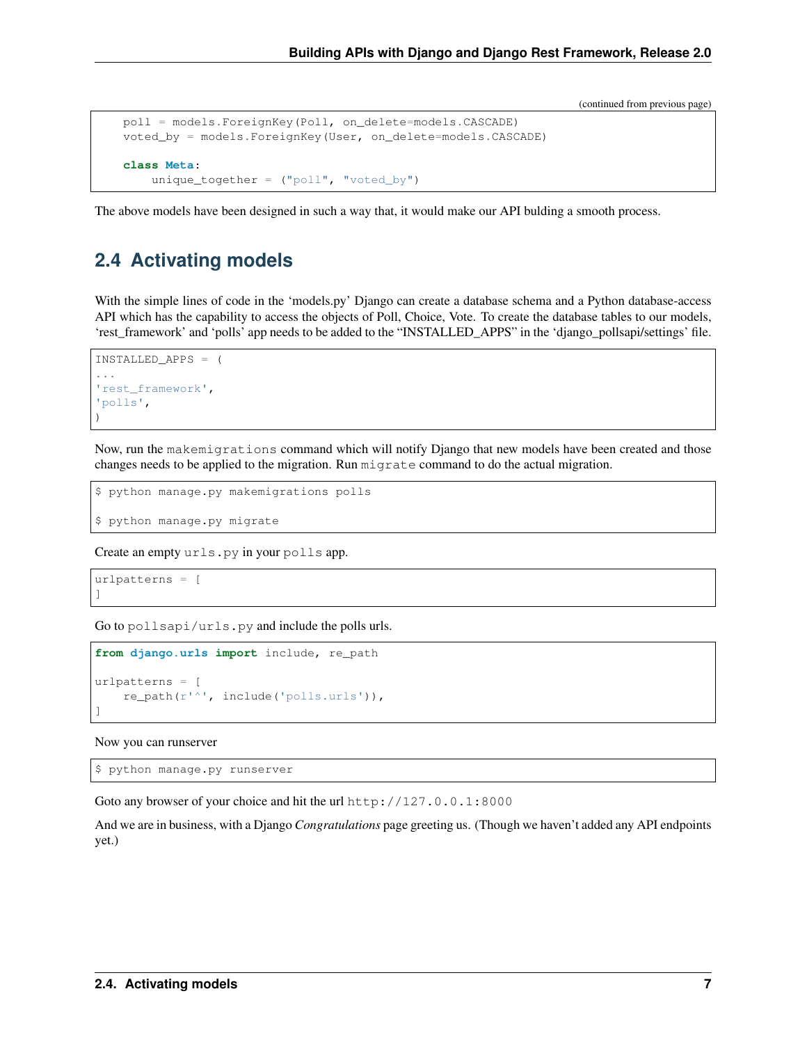(continued from previous page)

```
    poll = models.ForeignKey(Poll, on_delete=models.CASCADE)
    voted_by = models.ForeignKey(User, on_delete=models.CASCADE)

    class Meta:
        unique_together = ("poll", "voted_by")
```

The above models have been designed in such a way that, it would make our API bulding a smooth process.

## 2.4 Activating models

With the simple lines of code in the 'models.py' Django can create a database schema and a Python database-access API which has the capability to access the objects of Poll, Choice, Vote. To create the database tables to our models, 'rest_framework' and 'polls' app needs to be added to the "INSTALLED_APPS" in the 'django_pollsapi/settings' file.

```
INSTALLED_APPS = (
...
'rest_framework',
'polls',
)
```

Now, run the `makemigrations` command which will notify Django that new models have been created and those changes needs to be applied to the migration. Run `migrate` command to do the actual migration.

```
$ python manage.py makemigrations polls

$ python manage.py migrate
```

Create an empty `urls.py` in your `polls` app.

```
urlpatterns = [
]
```

Go to `pollsapi/urls.py` and include the polls urls.

```
from django.urls import include, re_path

urlpatterns = [
    re_path(r'^', include('polls.urls')),
]
```

Now you can runserver

```
$ python manage.py runserver
```

Goto any browser of your choice and hit the url `http://127.0.0.1:8000`

And we are in business, with a Django *Congratulations* page greeting us. (Though we haven't added any API endpoints yet.)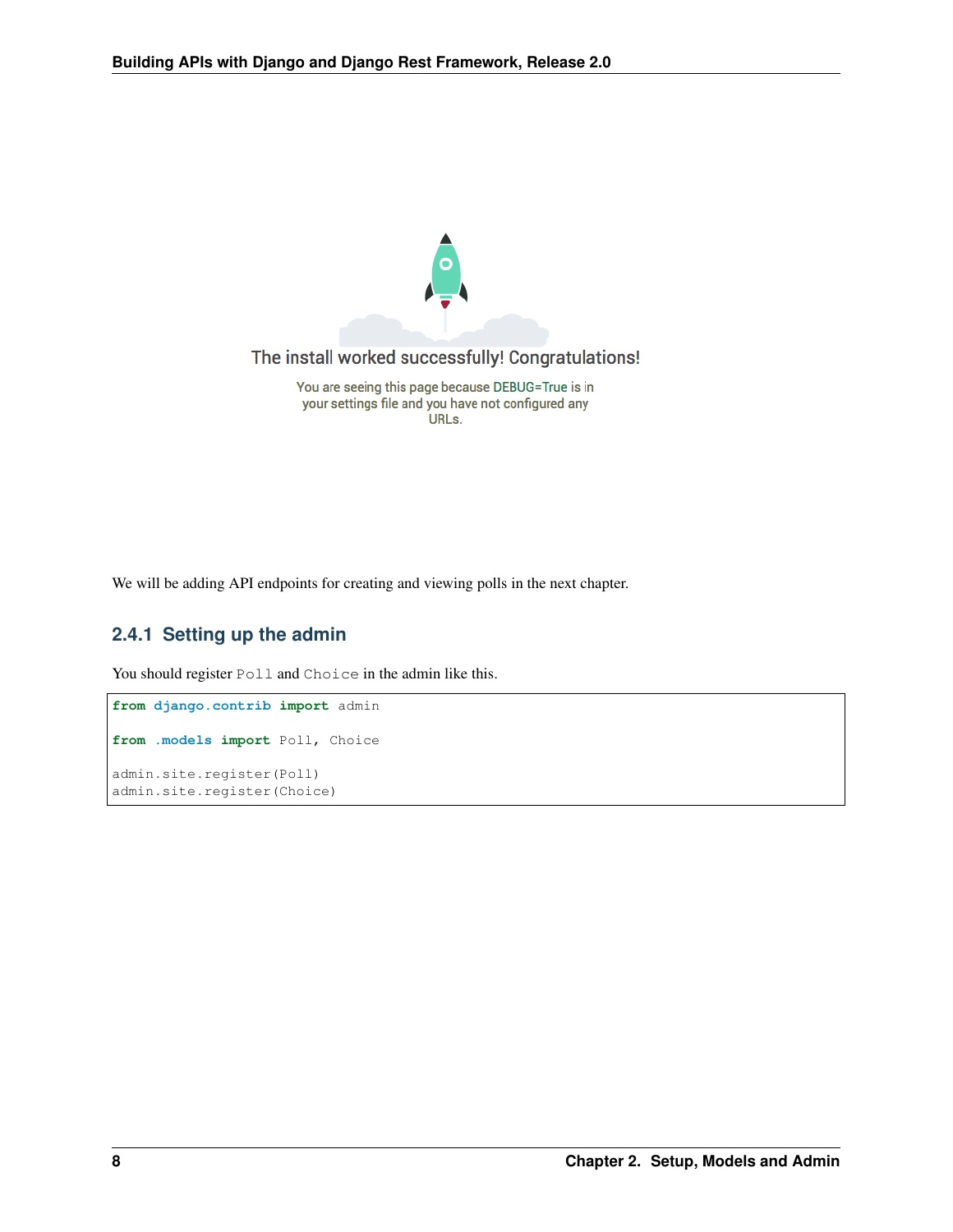The install worked successfully! Congratulations!

You are seeing this page because DEBUG=True is in your settings file and you have not configured any URLs.

We will be adding API endpoints for creating and viewing polls in the next chapter.

### 2.4.1 Setting up the admin

You should register Poll and Choice in the admin like this.

```
from django.contrib import admin

from .models import Poll, Choice

admin.site.register(Poll)
admin.site.register(Choice)
```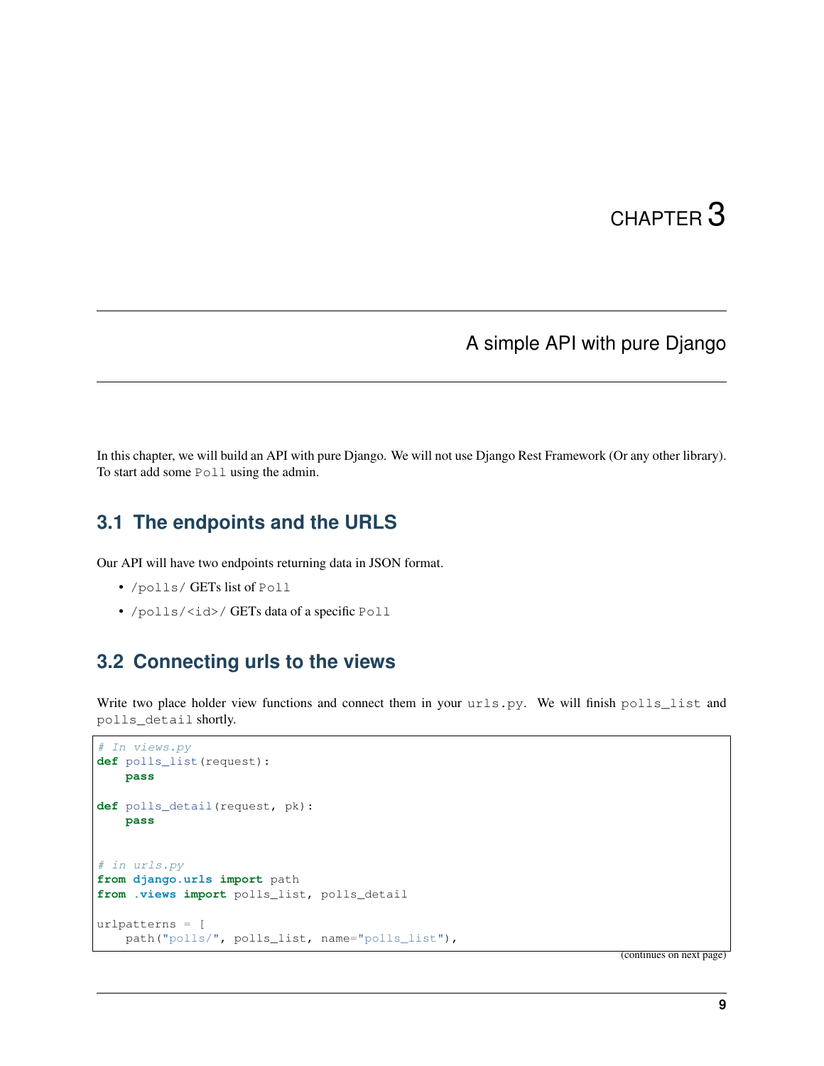# CHAPTER 3

# A simple API with pure Django

In this chapter, we will build an API with pure Django. We will not use Django Rest Framework (Or any other library). To start add some `Poll` using the admin.

## 3.1 The endpoints and the URLS

Our API will have two endpoints returning data in JSON format.

- `/polls/` GETs list of `Poll`
- `/polls/<id>/` GETs data of a specific `Poll`

## 3.2 Connecting urls to the views

Write two place holder view functions and connect them in your `urls.py`. We will finish `polls_list` and `polls_detail` shortly.

```
# In views.py
def polls_list(request):
    pass

def polls_detail(request, pk):
    pass


# in urls.py
from django.urls import path
from .views import polls_list, polls_detail

urlpatterns = [
    path("polls/", polls_list, name="polls_list"),
```

(continues on next page)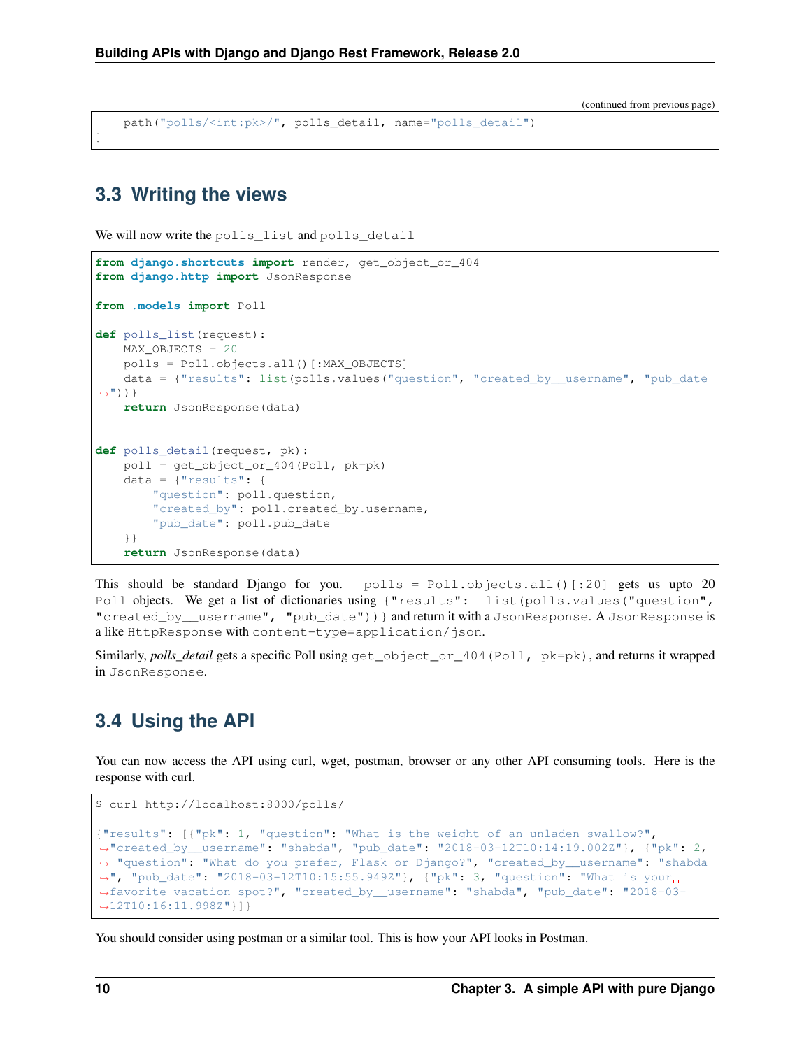(continued from previous page)

```
    path("polls/<int:pk>/", polls_detail, name="polls_detail")
]
```

## 3.3 Writing the views

We will now write the `polls_list` and `polls_detail`

```python
from django.shortcuts import render, get_object_or_404
from django.http import JsonResponse

from .models import Poll

def polls_list(request):
    MAX_OBJECTS = 20
    polls = Poll.objects.all()[:MAX_OBJECTS]
    data = {"results": list(polls.values("question", "created_by__username", "pub_date"))}
    return JsonResponse(data)


def polls_detail(request, pk):
    poll = get_object_or_404(Poll, pk=pk)
    data = {"results": {
        "question": poll.question,
        "created_by": poll.created_by.username,
        "pub_date": poll.pub_date
    }}
    return JsonResponse(data)
```

This should be standard Django for you. `polls = Poll.objects.all()[:20]` gets us upto 20 `Poll` objects. We get a list of dictionaries using `{"results": list(polls.values("question", "created_by__username", "pub_date"))}` and return it with a `JsonResponse`. A `JsonResponse` is a like `HttpResponse` with `content-type=application/json`.

Similarly, *polls_detail* gets a specific Poll using `get_object_or_404(Poll, pk=pk)`, and returns it wrapped in `JsonResponse`.

## 3.4 Using the API

You can now access the API using curl, wget, postman, browser or any other API consuming tools. Here is the response with curl.

```
$ curl http://localhost:8000/polls/

{"results": [{"pk": 1, "question": "What is the weight of an unladen swallow?", "created_by__username": "shabda", "pub_date": "2018-03-12T10:14:19.002Z"}, {"pk": 2, "question": "What do you prefer, Flask or Django?", "created_by__username": "shabda", "pub_date": "2018-03-12T10:15:55.949Z"}, {"pk": 3, "question": "What is your favorite vacation spot?", "created_by__username": "shabda", "pub_date": "2018-03-12T10:16:11.998Z"}]}
```

You should consider using postman or a similar tool. This is how your API looks in Postman.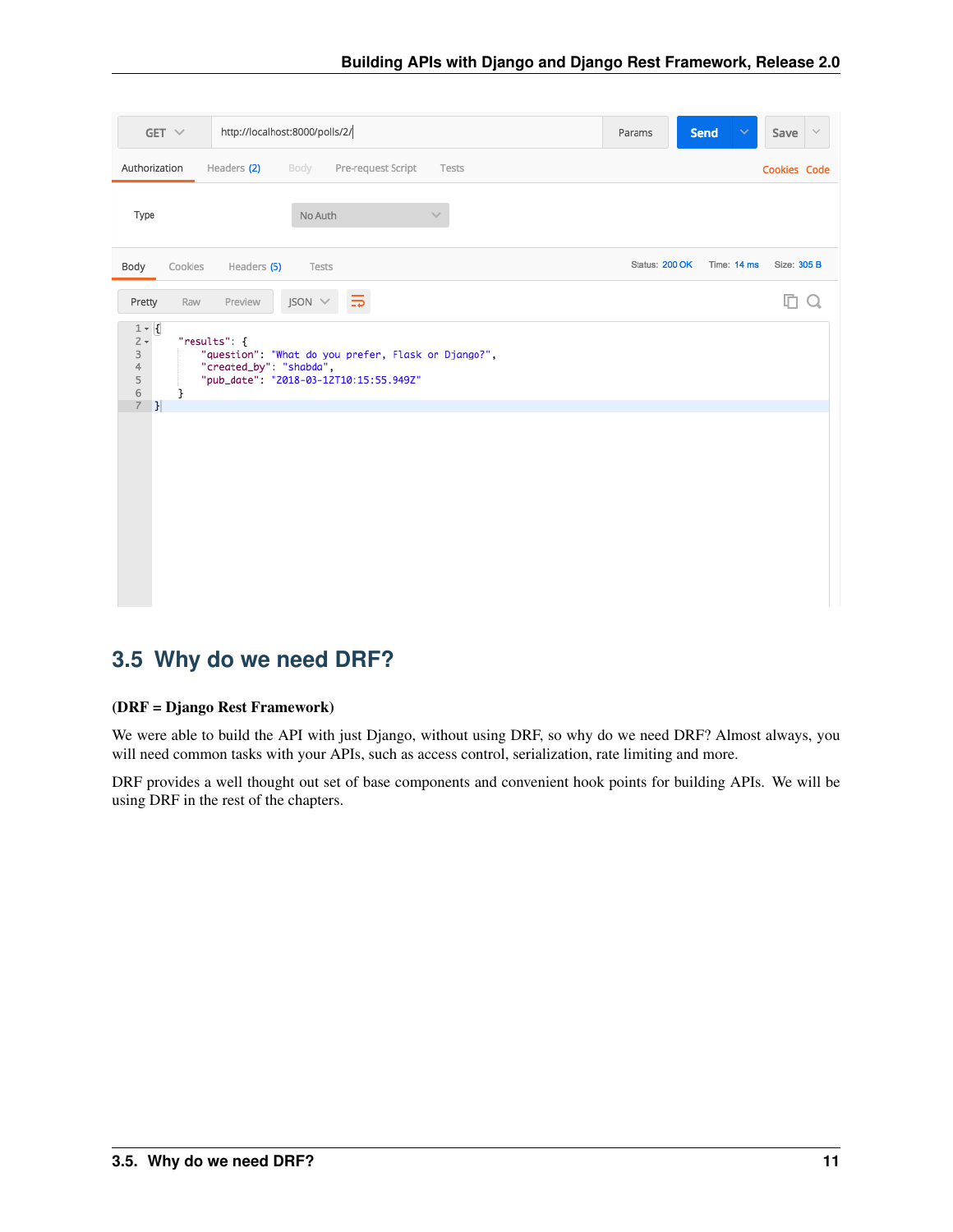## 3.5 Why do we need DRF?

**(DRF = Django Rest Framework)**

We were able to build the API with just Django, without using DRF, so why do we need DRF? Almost always, you will need common tasks with your APIs, such as access control, serialization, rate limiting and more.

DRF provides a well thought out set of base components and convenient hook points for building APIs. We will be using DRF in the rest of the chapters.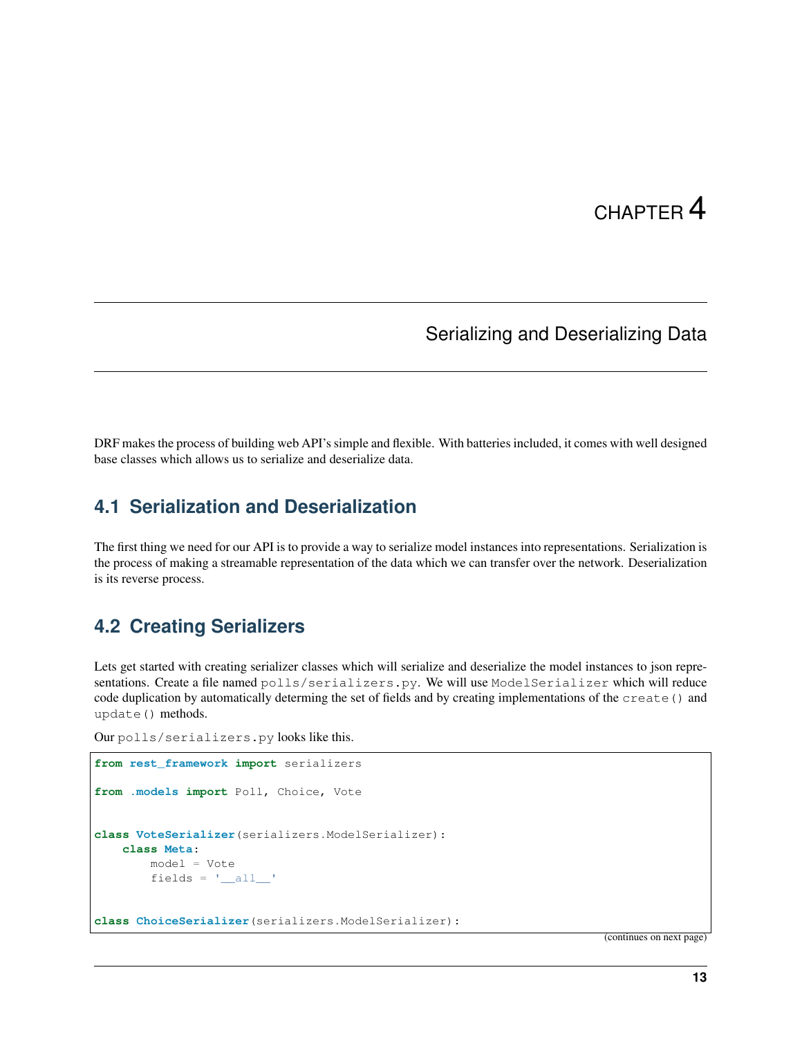# CHAPTER 4

# Serializing and Deserializing Data

DRF makes the process of building web API's simple and flexible. With batteries included, it comes with well designed base classes which allows us to serialize and deserialize data.

## 4.1 Serialization and Deserialization

The first thing we need for our API is to provide a way to serialize model instances into representations. Serialization is the process of making a streamable representation of the data which we can transfer over the network. Deserialization is its reverse process.

## 4.2 Creating Serializers

Lets get started with creating serializer classes which will serialize and deserialize the model instances to json representations. Create a file named `polls/serializers.py`. We will use `ModelSerializer` which will reduce code duplication by automatically determing the set of fields and by creating implementations of the `create()` and `update()` methods.

Our `polls/serializers.py` looks like this.

```python
from rest_framework import serializers

from .models import Poll, Choice, Vote


class VoteSerializer(serializers.ModelSerializer):
    class Meta:
        model = Vote
        fields = '__all__'


class ChoiceSerializer(serializers.ModelSerializer):
```

(continues on next page)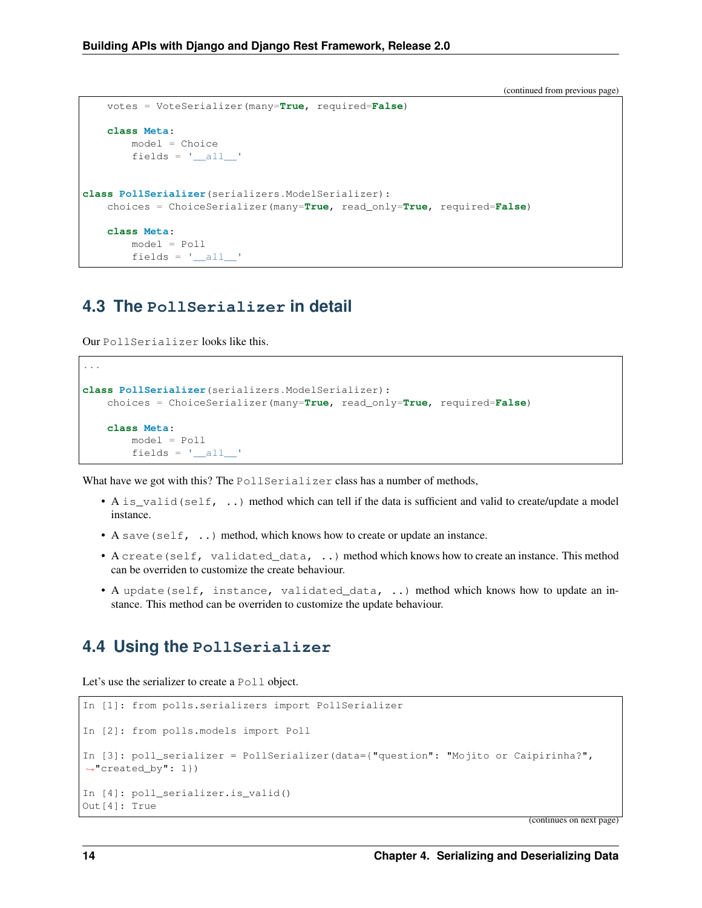(continued from previous page)

```
    votes = VoteSerializer(many=True, required=False)

    class Meta:
        model = Choice
        fields = '__all__'


class PollSerializer(serializers.ModelSerializer):
    choices = ChoiceSerializer(many=True, read_only=True, required=False)

    class Meta:
        model = Poll
        fields = '__all__'
```

## 4.3 The PollSerializer in detail

Our PollSerializer looks like this.

```
...

class PollSerializer(serializers.ModelSerializer):
    choices = ChoiceSerializer(many=True, read_only=True, required=False)

    class Meta:
        model = Poll
        fields = '__all__'
```

What have we got with this? The PollSerializer class has a number of methods,

- A `is_valid(self, ..)` method which can tell if the data is sufficient and valid to create/update a model instance.
- A `save(self, ..)` method, which knows how to create or update an instance.
- A `create(self, validated_data, ..)` method which knows how to create an instance. This method can be overriden to customize the create behaviour.
- A `update(self, instance, validated_data, ..)` method which knows how to update an instance. This method can be overriden to customize the update behaviour.

## 4.4 Using the PollSerializer

Let's use the serializer to create a Poll object.

```
In [1]: from polls.serializers import PollSerializer

In [2]: from polls.models import Poll

In [3]: poll_serializer = PollSerializer(data={"question": "Mojito or Caipirinha?",
↪"created_by": 1})

In [4]: poll_serializer.is_valid()
Out[4]: True
```

(continues on next page)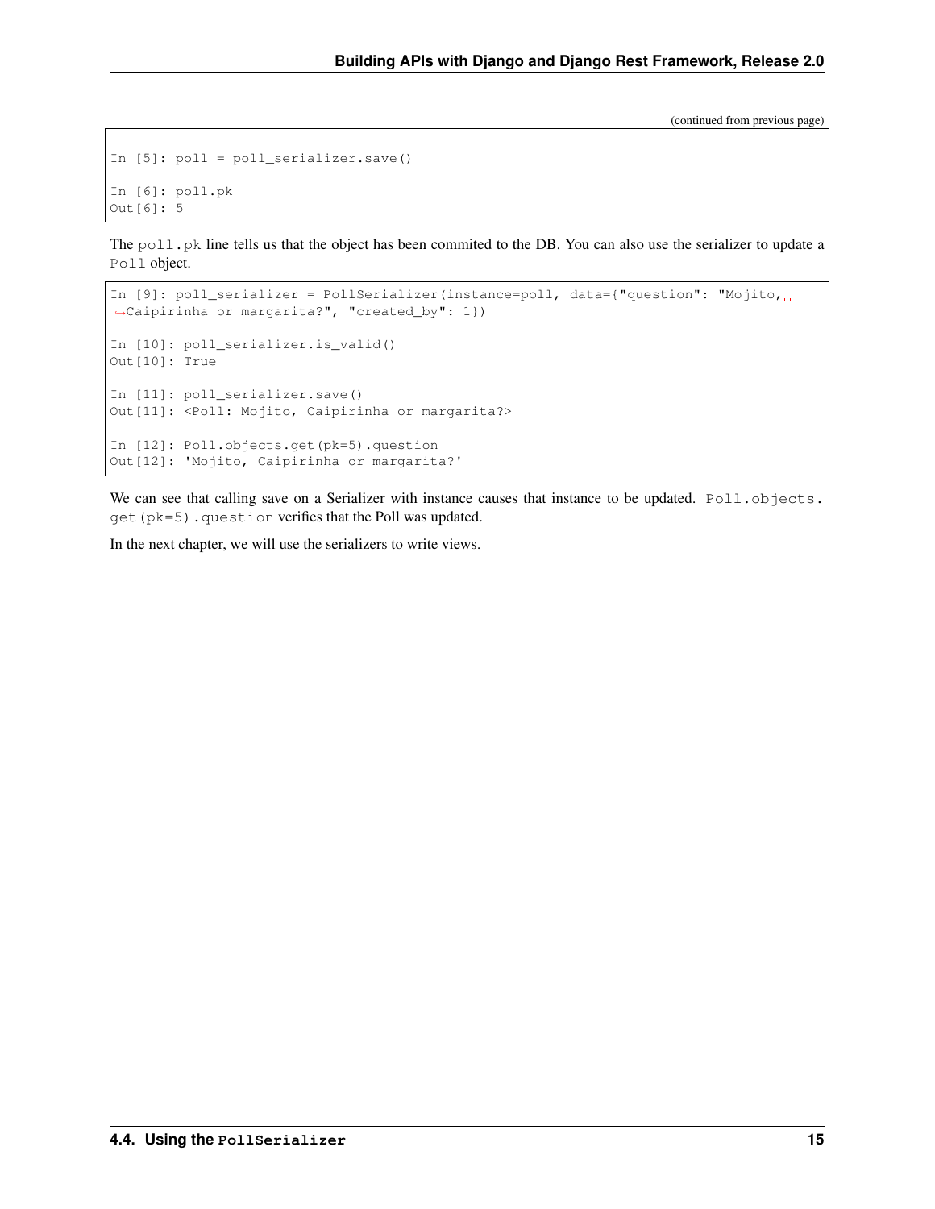(continued from previous page)

```
In [5]: poll = poll_serializer.save()

In [6]: poll.pk
Out[6]: 5
```

The `poll.pk` line tells us that the object has been commited to the DB. You can also use the serializer to update a `Poll` object.

```
In [9]: poll_serializer = PollSerializer(instance=poll, data={"question": "Mojito, Caipirinha or margarita?", "created_by": 1})

In [10]: poll_serializer.is_valid()
Out[10]: True

In [11]: poll_serializer.save()
Out[11]: <Poll: Mojito, Caipirinha or margarita?>

In [12]: Poll.objects.get(pk=5).question
Out[12]: 'Mojito, Caipirinha or margarita?'
```

We can see that calling save on a Serializer with instance causes that instance to be updated. `Poll.objects.get(pk=5).question` verifies that the Poll was updated.

In the next chapter, we will use the serializers to write views.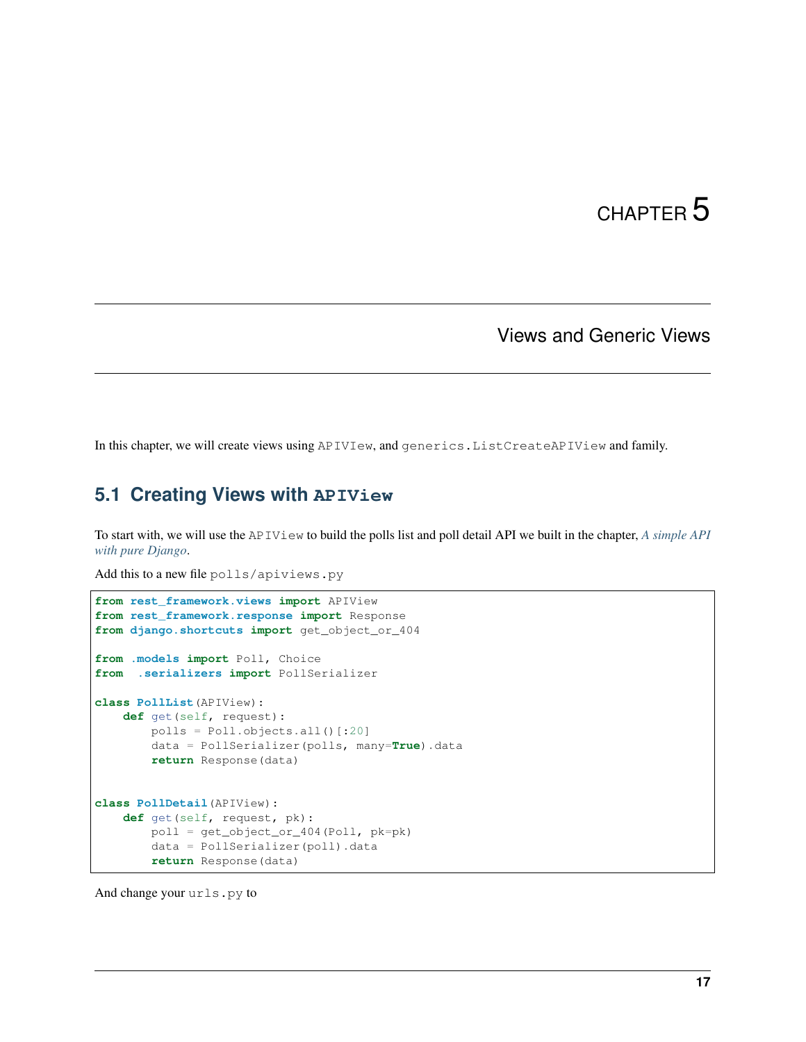# CHAPTER 5

## Views and Generic Views

In this chapter, we will create views using `APIView`, and `generics.ListCreateAPIView` and family.

### 5.1 Creating Views with `APIView`

To start with, we will use the `APIView` to build the polls list and poll detail API we built in the chapter, *A simple API with pure Django*.

Add this to a new file `polls/apiviews.py`

```python
from rest_framework.views import APIView
from rest_framework.response import Response
from django.shortcuts import get_object_or_404

from .models import Poll, Choice
from  .serializers import PollSerializer

class PollList(APIView):
    def get(self, request):
        polls = Poll.objects.all()[:20]
        data = PollSerializer(polls, many=True).data
        return Response(data)


class PollDetail(APIView):
    def get(self, request, pk):
        poll = get_object_or_404(Poll, pk=pk)
        data = PollSerializer(poll).data
        return Response(data)
```

And change your `urls.py` to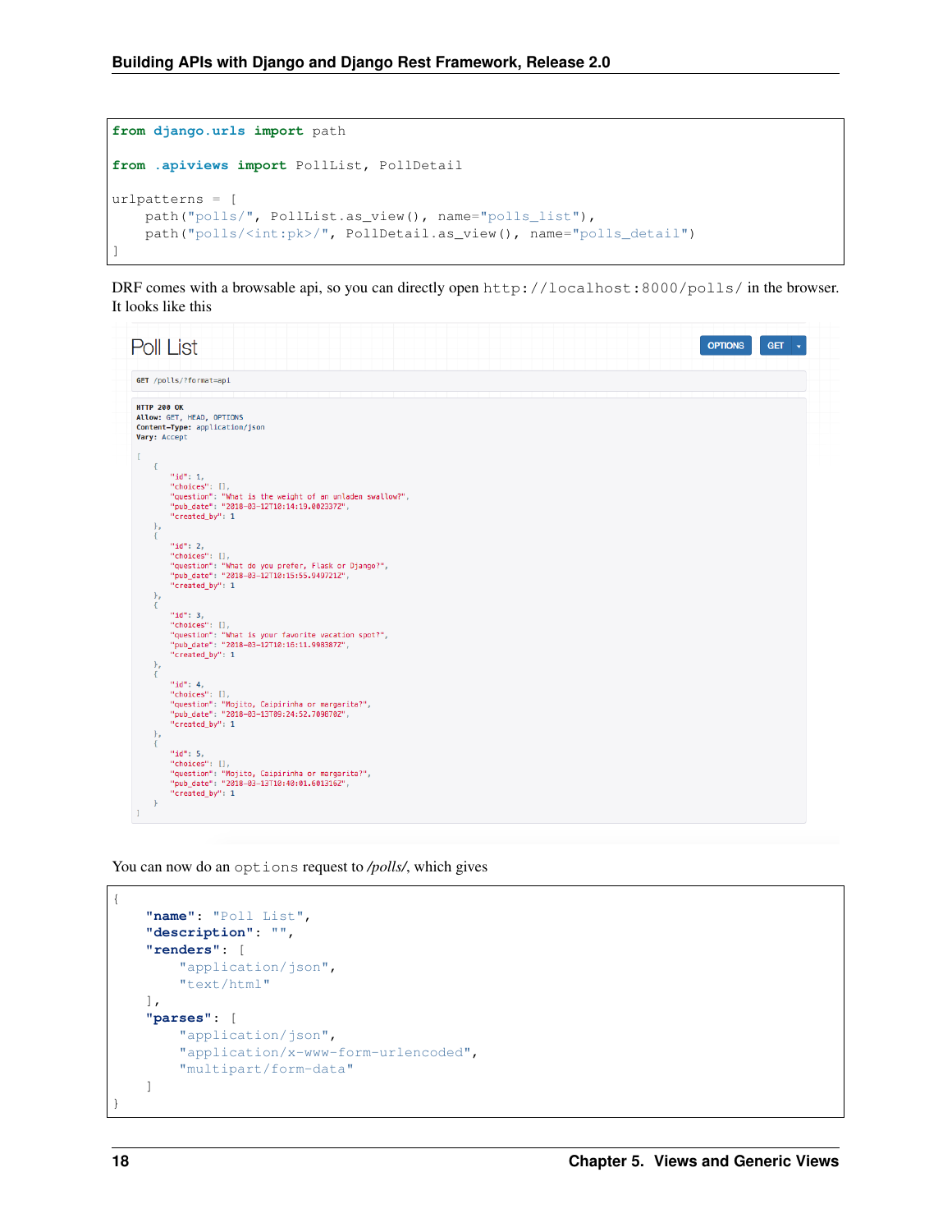```python
from django.urls import path

from .apiviews import PollList, PollDetail

urlpatterns = [
    path("polls/", PollList.as_view(), name="polls_list"),
    path("polls/<int:pk>/", PollDetail.as_view(), name="polls_detail")
]
```

DRF comes with a browsable api, so you can directly open `http://localhost:8000/polls/` in the browser. It looks like this

```
Poll List                                                    OPTIONS  GET

GET /polls/?format=api

HTTP 200 OK
Allow: GET, HEAD, OPTIONS
Content-Type: application/json
Vary: Accept

[
    {
        "id": 1,
        "choices": [],
        "question": "What is the weight of an unladen swallow?",
        "pub_date": "2018-03-12T10:14:19.002337Z",
        "created_by": 1
    },
    {
        "id": 2,
        "choices": [],
        "question": "What do you prefer, Flask or Django?",
        "pub_date": "2018-03-12T10:15:55.949721Z",
        "created_by": 1
    },
    {
        "id": 3,
        "choices": [],
        "question": "What is your favorite vacation spot?",
        "pub_date": "2018-03-12T10:16:11.998387Z",
        "created_by": 1
    },
    {
        "id": 4,
        "choices": [],
        "question": "Mojito, Caipirinha or margarita?",
        "pub_date": "2018-03-13T09:24:52.709070Z",
        "created_by": 1
    },
    {
        "id": 5,
        "choices": [],
        "question": "Mojito, Caipirinha or margarita?",
        "pub_date": "2018-03-13T10:40:01.601316Z",
        "created_by": 1
    }
]
```

You can now do an `options` request to */polls/*, which gives

```json
{
    "name": "Poll List",
    "description": "",
    "renders": [
        "application/json",
        "text/html"
    ],
    "parses": [
        "application/json",
        "application/x-www-form-urlencoded",
        "multipart/form-data"
    ]
}
```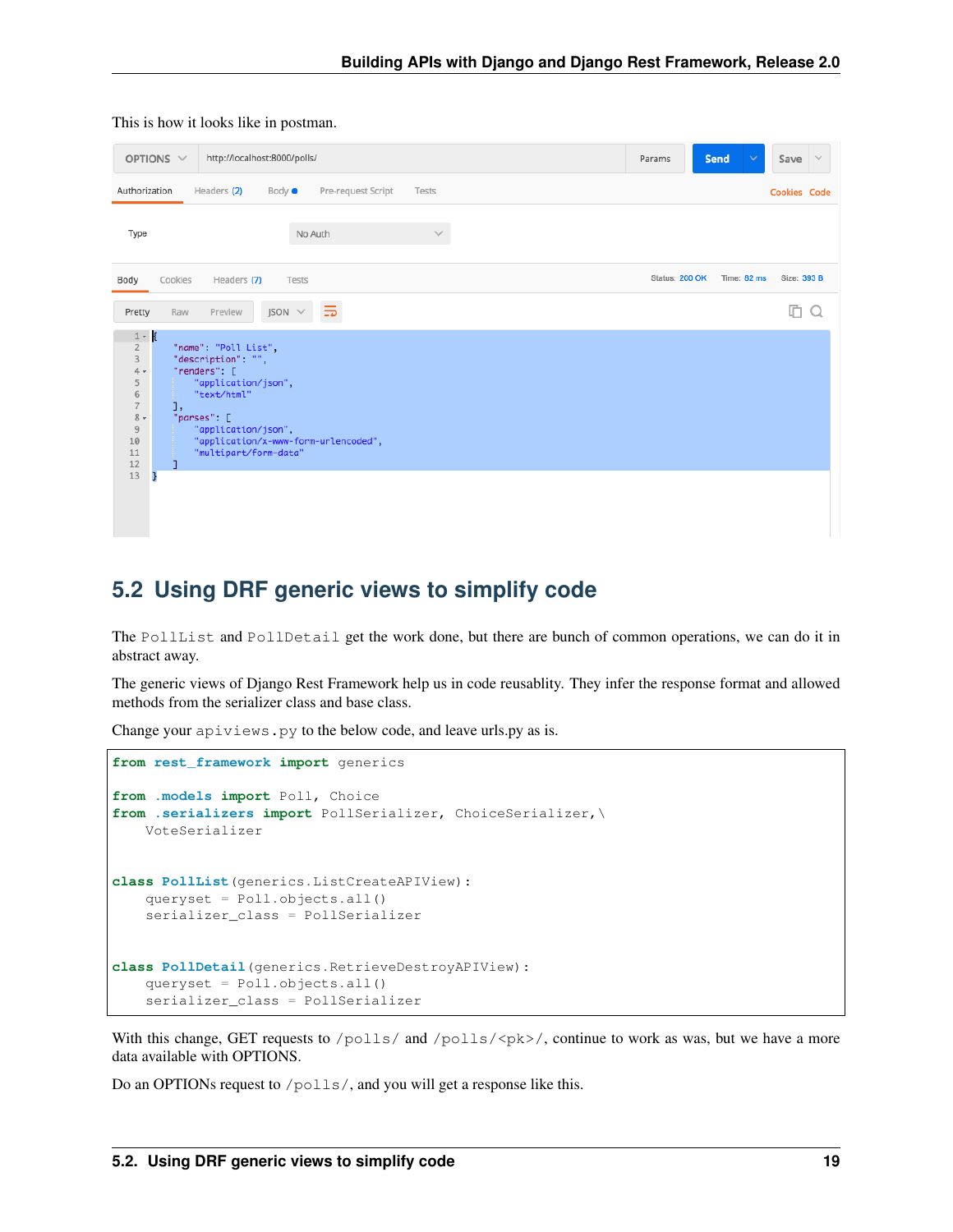This is how it looks like in postman.

```
{
    "name": "Poll List",
    "description": "",
    "renders": [
        "application/json",
        "text/html"
    ],
    "parses": [
        "application/json",
        "application/x-www-form-urlencoded",
        "multipart/form-data"
    ]
}
```

## 5.2 Using DRF generic views to simplify code

The `PollList` and `PollDetail` get the work done, but there are bunch of common operations, we can do it in abstract away.

The generic views of Django Rest Framework help us in code reusablity. They infer the response format and allowed methods from the serializer class and base class.

Change your `apiviews.py` to the below code, and leave urls.py as is.

```python
from rest_framework import generics

from .models import Poll, Choice
from .serializers import PollSerializer, ChoiceSerializer,\
    VoteSerializer


class PollList(generics.ListCreateAPIView):
    queryset = Poll.objects.all()
    serializer_class = PollSerializer


class PollDetail(generics.RetrieveDestroyAPIView):
    queryset = Poll.objects.all()
    serializer_class = PollSerializer
```

With this change, GET requests to `/polls/` and `/polls/<pk>/`, continue to work as was, but we have a more data available with OPTIONS.

Do an OPTIONs request to `/polls/`, and you will get a response like this.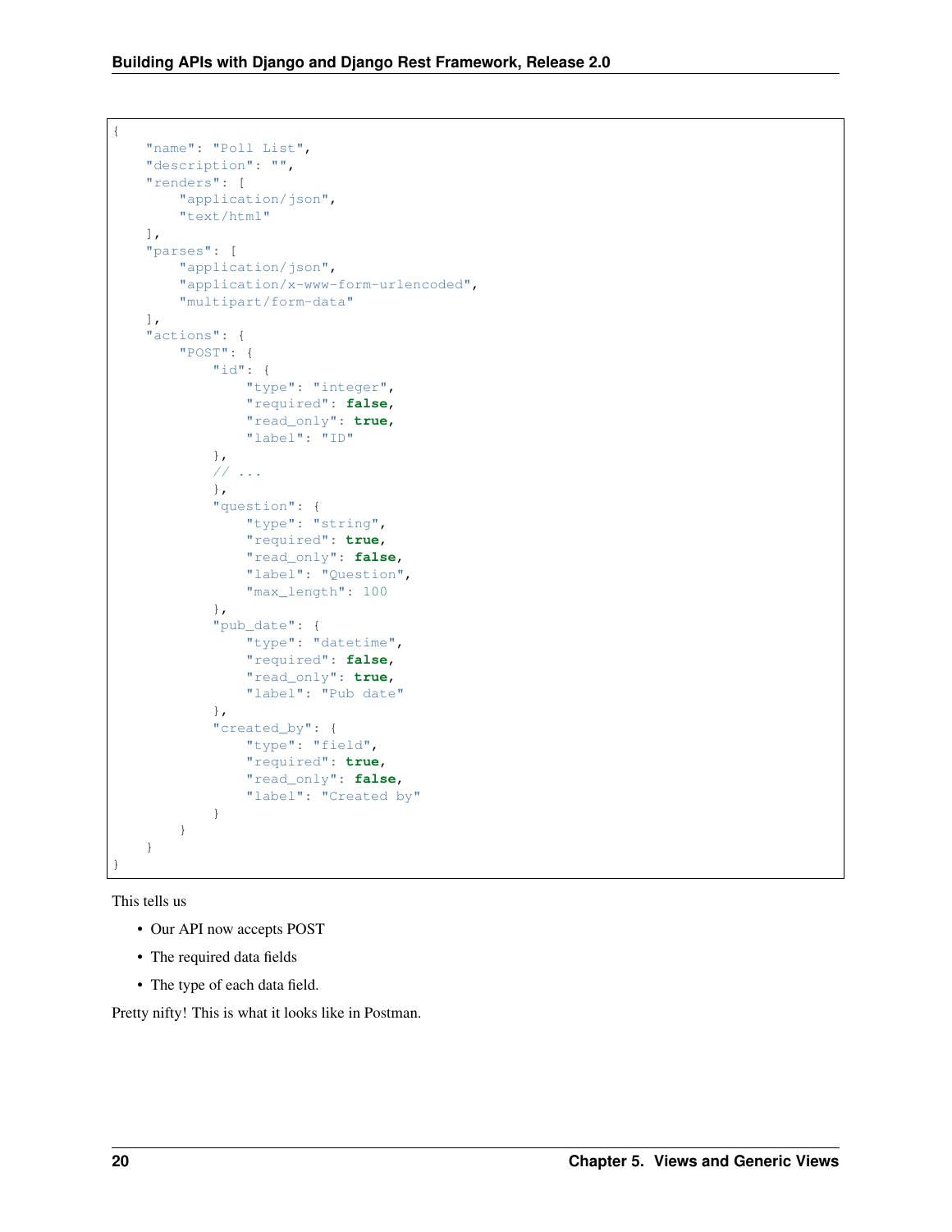```
{
    "name": "Poll List",
    "description": "",
    "renders": [
        "application/json",
        "text/html"
    ],
    "parses": [
        "application/json",
        "application/x-www-form-urlencoded",
        "multipart/form-data"
    ],
    "actions": {
        "POST": {
            "id": {
                "type": "integer",
                "required": false,
                "read_only": true,
                "label": "ID"
            },
            // ...
            },
            "question": {
                "type": "string",
                "required": true,
                "read_only": false,
                "label": "Question",
                "max_length": 100
            },
            "pub_date": {
                "type": "datetime",
                "required": false,
                "read_only": true,
                "label": "Pub date"
            },
            "created_by": {
                "type": "field",
                "required": true,
                "read_only": false,
                "label": "Created by"
            }
        }
    }
}
```

This tells us

- Our API now accepts POST
- The required data fields
- The type of each data field.

Pretty nifty! This is what it looks like in Postman.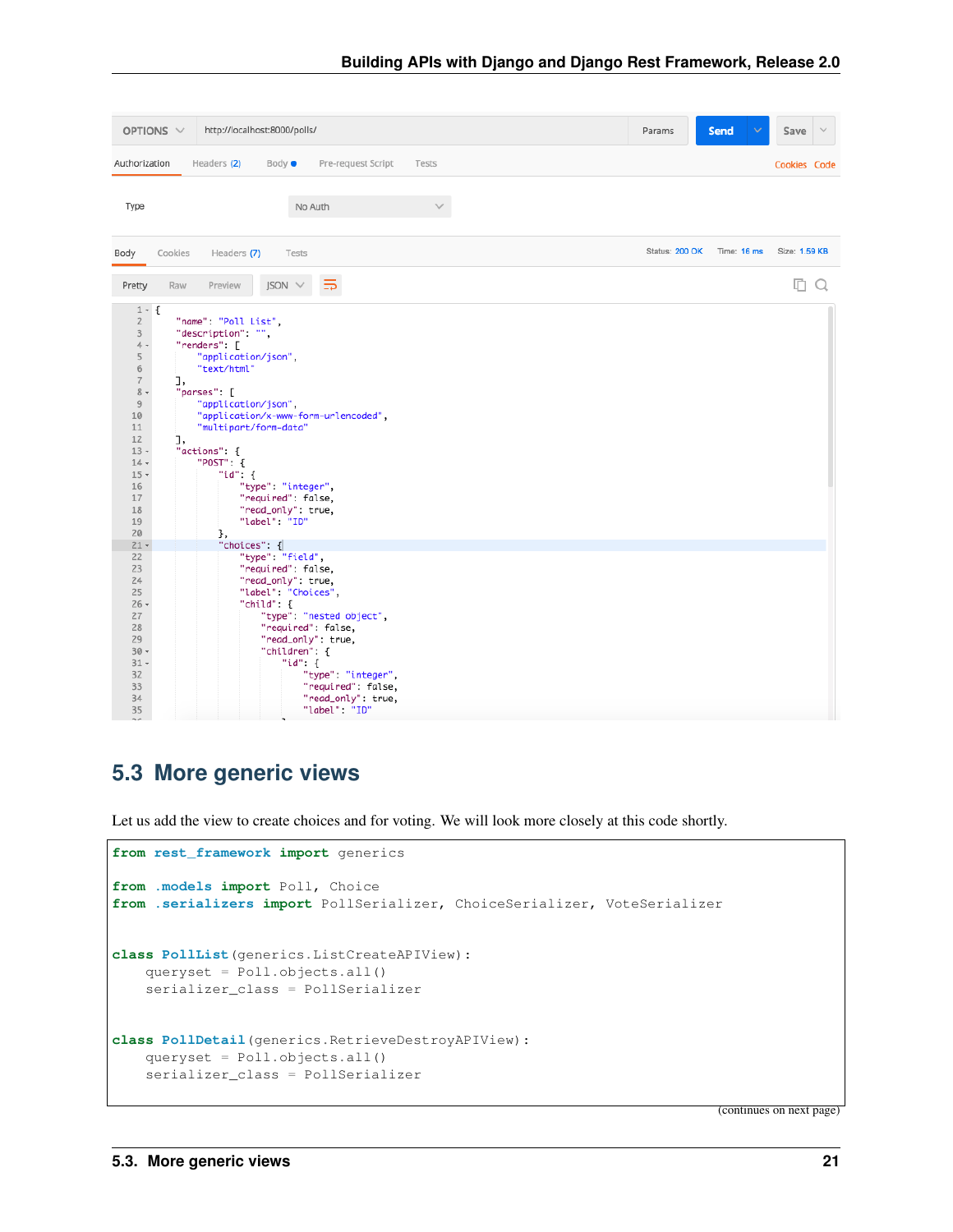## 5.3 More generic views

Let us add the view to create choices and for voting. We will look more closely at this code shortly.

```
from rest_framework import generics

from .models import Poll, Choice
from .serializers import PollSerializer, ChoiceSerializer, VoteSerializer


class PollList(generics.ListCreateAPIView):
    queryset = Poll.objects.all()
    serializer_class = PollSerializer


class PollDetail(generics.RetrieveDestroyAPIView):
    queryset = Poll.objects.all()
    serializer_class = PollSerializer
```

(continues on next page)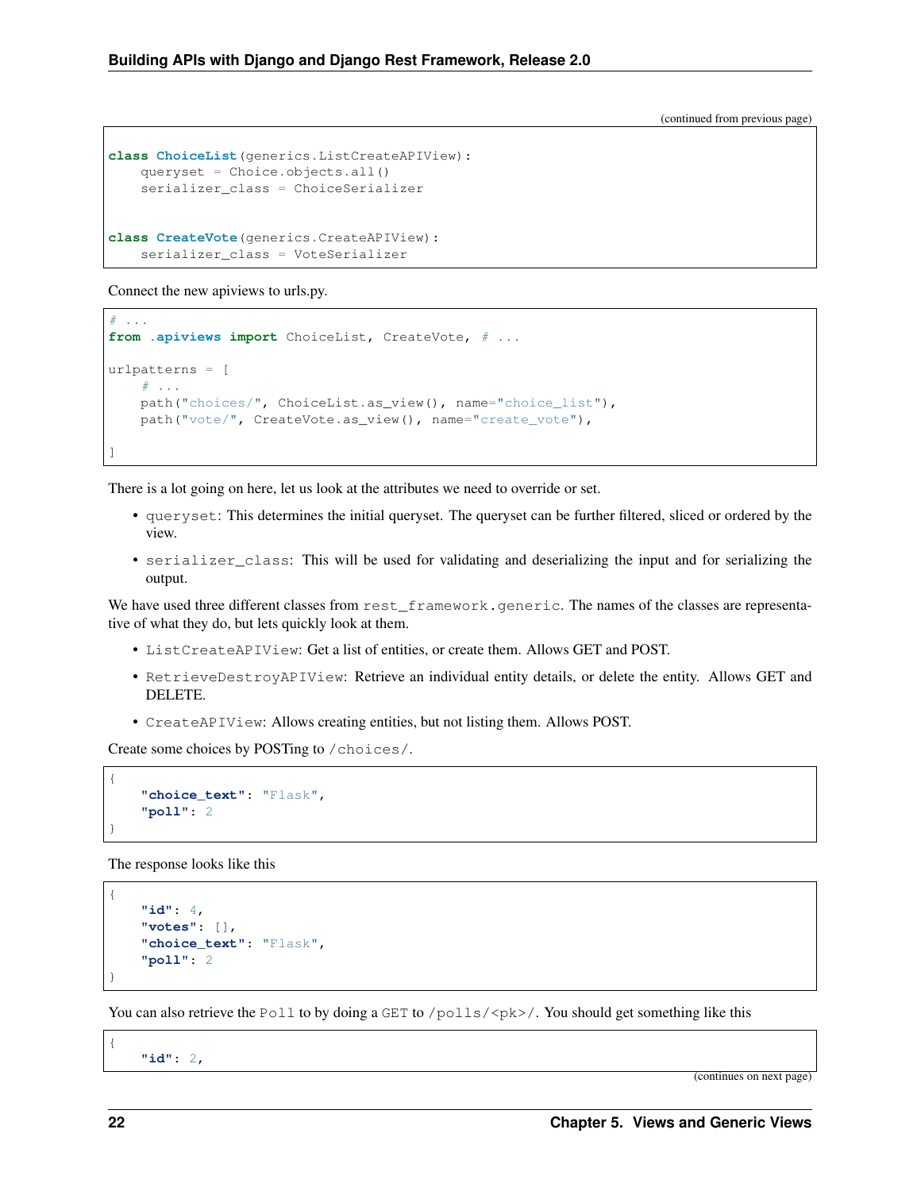(continued from previous page)

```python
class ChoiceList(generics.ListCreateAPIView):
    queryset = Choice.objects.all()
    serializer_class = ChoiceSerializer


class CreateVote(generics.CreateAPIView):
    serializer_class = VoteSerializer
```

Connect the new apiviews to urls.py.

```python
# ...
from .apiviews import ChoiceList, CreateVote, # ...

urlpatterns = [
    # ...
    path("choices/", ChoiceList.as_view(), name="choice_list"),
    path("vote/", CreateVote.as_view(), name="create_vote"),

]
```

There is a lot going on here, let us look at the attributes we need to override or set.

- `queryset`: This determines the initial queryset. The queryset can be further filtered, sliced or ordered by the view.
- `serializer_class`: This will be used for validating and deserializing the input and for serializing the output.

We have used three different classes from `rest_framework.generic`. The names of the classes are representative of what they do, but lets quickly look at them.

- `ListCreateAPIView`: Get a list of entities, or create them. Allows GET and POST.
- `RetrieveDestroyAPIView`: Retrieve an individual entity details, or delete the entity. Allows GET and DELETE.
- `CreateAPIView`: Allows creating entities, but not listing them. Allows POST.

Create some choices by POSTing to `/choices/`.

```json
{
    "choice_text": "Flask",
    "poll": 2
}
```

The response looks like this

```json
{
    "id": 4,
    "votes": [],
    "choice_text": "Flask",
    "poll": 2
}
```

You can also retrieve the `Poll` to by doing a `GET` to `/polls/<pk>/`. You should get something like this

```json
{
    "id": 2,
```

(continues on next page)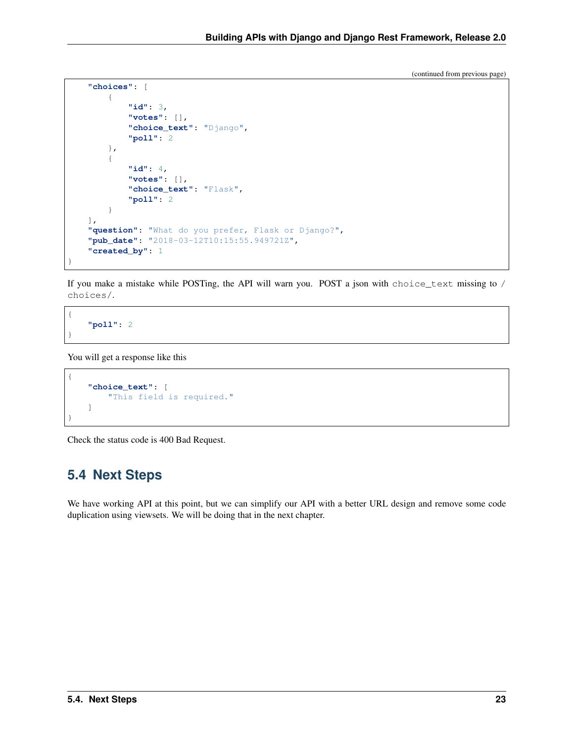(continued from previous page)

```
    "choices": [
        {
            "id": 3,
            "votes": [],
            "choice_text": "Django",
            "poll": 2
        },
        {
            "id": 4,
            "votes": [],
            "choice_text": "Flask",
            "poll": 2
        }
    ],
    "question": "What do you prefer, Flask or Django?",
    "pub_date": "2018-03-12T10:15:55.949721Z",
    "created_by": 1
}
```

If you make a mistake while POSTing, the API will warn you. POST a json with `choice_text` missing to `/choices/`.

```
{
    "poll": 2
}
```

You will get a response like this

```
{
    "choice_text": [
        "This field is required."
    ]
}
```

Check the status code is 400 Bad Request.

## 5.4 Next Steps

We have working API at this point, but we can simplify our API with a better URL design and remove some code duplication using viewsets. We will be doing that in the next chapter.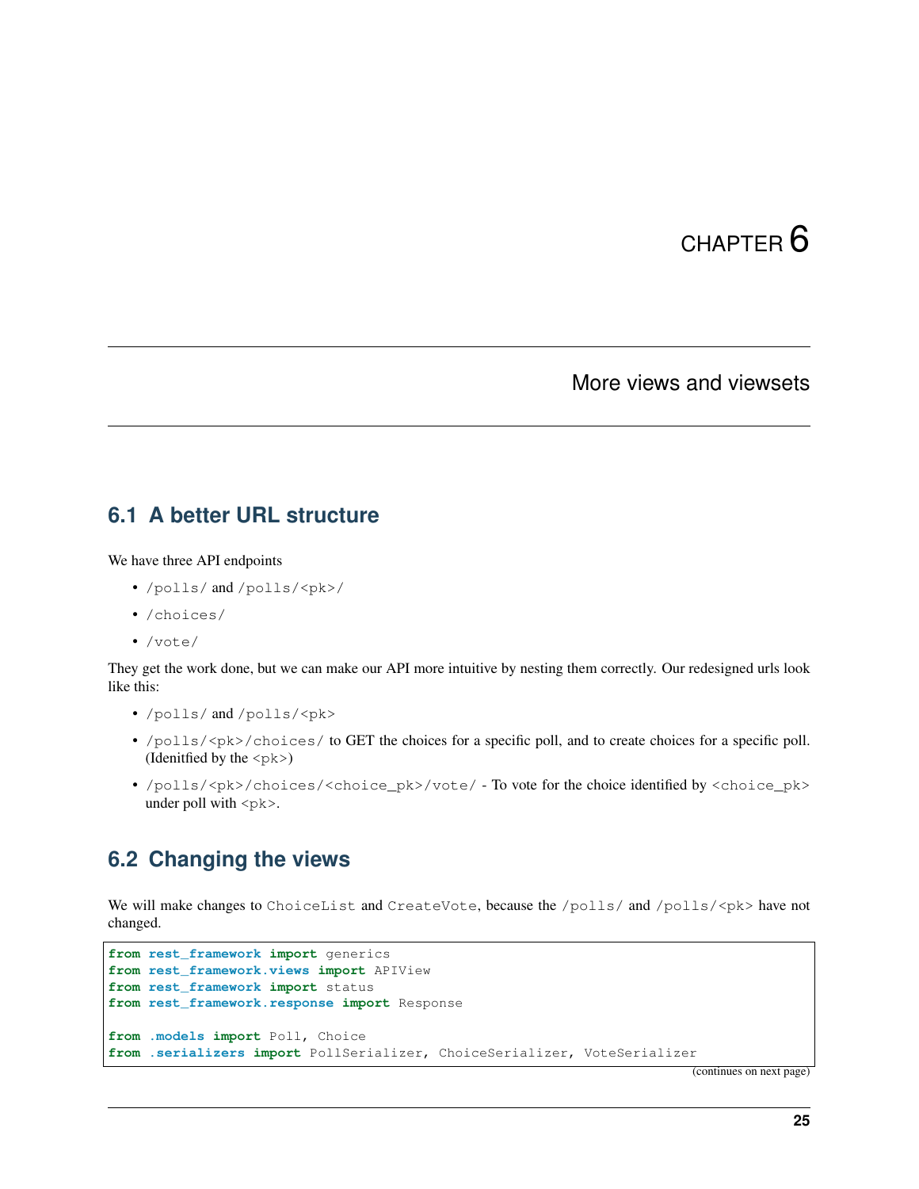# CHAPTER 6

## More views and viewsets

### 6.1 A better URL structure

We have three API endpoints

- /polls/ and /polls/<pk>/
- /choices/
- /vote/

They get the work done, but we can make our API more intuitive by nesting them correctly. Our redesigned urls look like this:

- /polls/ and /polls/<pk>
- /polls/<pk>/choices/ to GET the choices for a specific poll, and to create choices for a specific poll. (Idenitfied by the <pk>)
- /polls/<pk>/choices/<choice_pk>/vote/ - To vote for the choice identified by <choice_pk> under poll with <pk>.

### 6.2 Changing the views

We will make changes to ChoiceList and CreateVote, because the /polls/ and /polls/<pk> have not changed.

```
from rest_framework import generics
from rest_framework.views import APIView
from rest_framework import status
from rest_framework.response import Response

from .models import Poll, Choice
from .serializers import PollSerializer, ChoiceSerializer, VoteSerializer
```

(continues on next page)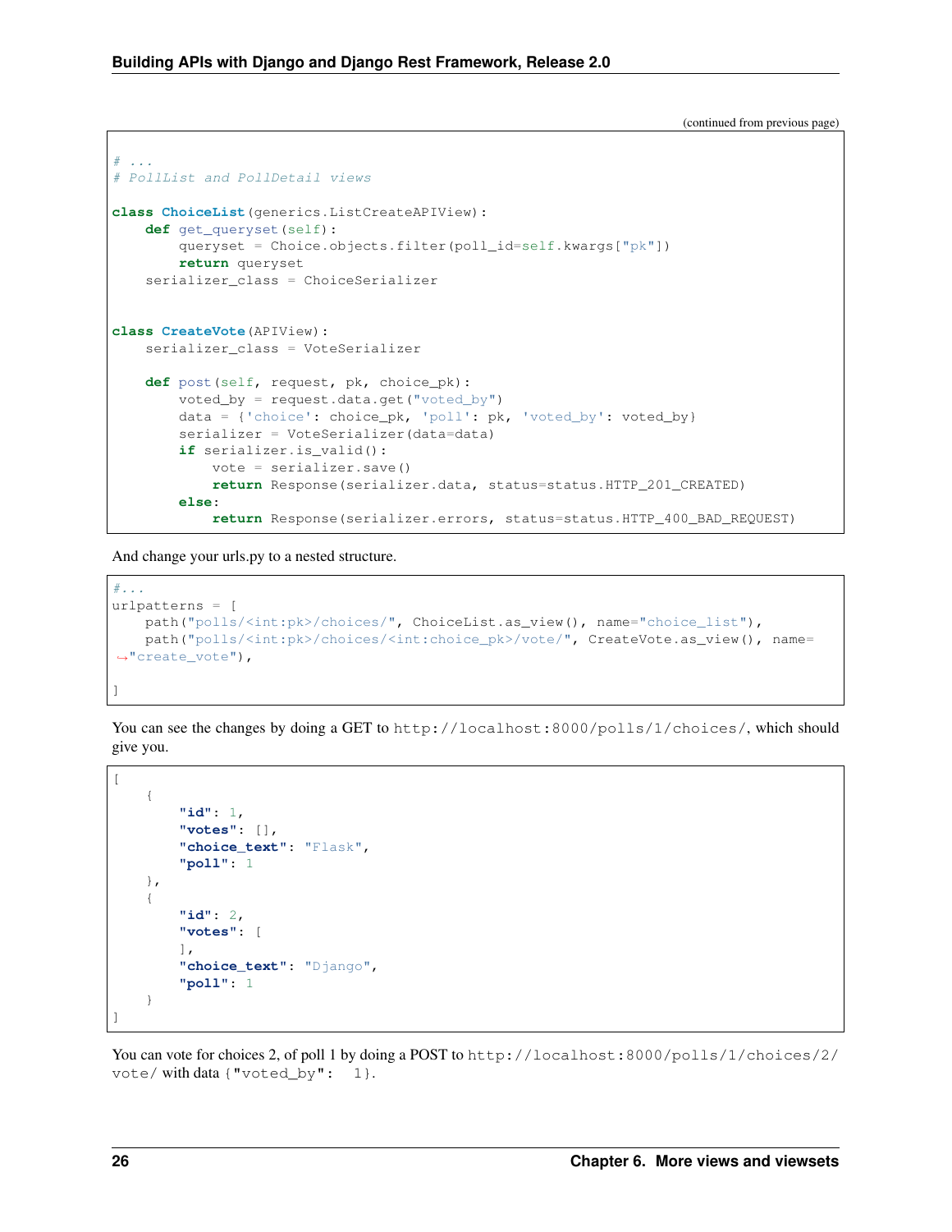(continued from previous page)

```python
# ...
# PollList and PollDetail views

class ChoiceList(generics.ListCreateAPIView):
    def get_queryset(self):
        queryset = Choice.objects.filter(poll_id=self.kwargs["pk"])
        return queryset
    serializer_class = ChoiceSerializer


class CreateVote(APIView):
    serializer_class = VoteSerializer

    def post(self, request, pk, choice_pk):
        voted_by = request.data.get("voted_by")
        data = {'choice': choice_pk, 'poll': pk, 'voted_by': voted_by}
        serializer = VoteSerializer(data=data)
        if serializer.is_valid():
            vote = serializer.save()
            return Response(serializer.data, status=status.HTTP_201_CREATED)
        else:
            return Response(serializer.errors, status=status.HTTP_400_BAD_REQUEST)
```

And change your urls.py to a nested structure.

```python
#...
urlpatterns = [
    path("polls/<int:pk>/choices/", ChoiceList.as_view(), name="choice_list"),
    path("polls/<int:pk>/choices/<int:choice_pk>/vote/", CreateVote.as_view(), name=
↪"create_vote"),

]
```

You can see the changes by doing a GET to `http://localhost:8000/polls/1/choices/`, which should give you.

```json
[
    {
        "id": 1,
        "votes": [],
        "choice_text": "Flask",
        "poll": 1
    },
    {
        "id": 2,
        "votes": [
        ],
        "choice_text": "Django",
        "poll": 1
    }
]
```

You can vote for choices 2, of poll 1 by doing a POST to `http://localhost:8000/polls/1/choices/2/vote/` with data `{"voted_by": 1}`.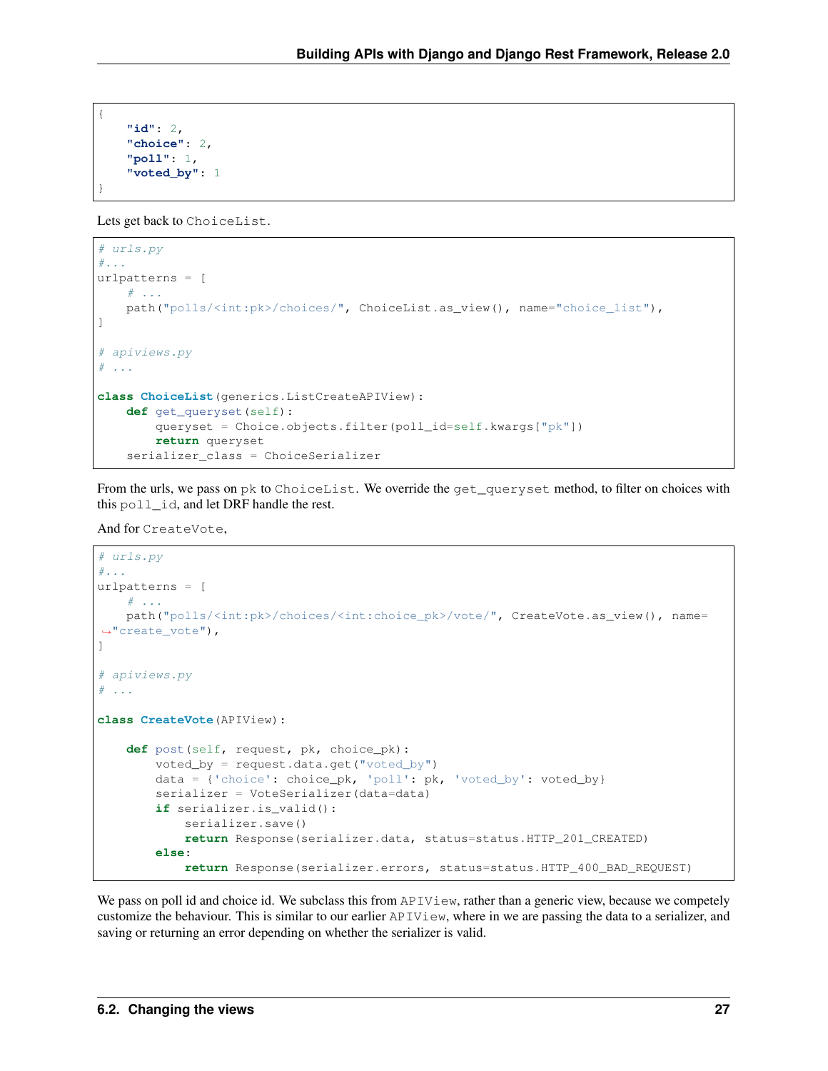```
{
    "id": 2,
    "choice": 2,
    "poll": 1,
    "voted_by": 1
}
```

Lets get back to ChoiceList.

```
# urls.py
#...
urlpatterns = [
    # ...
    path("polls/<int:pk>/choices/", ChoiceList.as_view(), name="choice_list"),
]

# apiviews.py
# ...

class ChoiceList(generics.ListCreateAPIView):
    def get_queryset(self):
        queryset = Choice.objects.filter(poll_id=self.kwargs["pk"])
        return queryset
    serializer_class = ChoiceSerializer
```

From the urls, we pass on pk to ChoiceList. We override the get_queryset method, to filter on choices with this poll_id, and let DRF handle the rest.

And for CreateVote,

```
# urls.py
#...
urlpatterns = [
    # ...
    path("polls/<int:pk>/choices/<int:choice_pk>/vote/", CreateVote.as_view(), name=
↪"create_vote"),
]

# apiviews.py
# ...

class CreateVote(APIView):

    def post(self, request, pk, choice_pk):
        voted_by = request.data.get("voted_by")
        data = {'choice': choice_pk, 'poll': pk, 'voted_by': voted_by}
        serializer = VoteSerializer(data=data)
        if serializer.is_valid():
            serializer.save()
            return Response(serializer.data, status=status.HTTP_201_CREATED)
        else:
            return Response(serializer.errors, status=status.HTTP_400_BAD_REQUEST)
```

We pass on poll id and choice id. We subclass this from APIView, rather than a generic view, because we competely customize the behaviour. This is similar to our earlier APIView, where in we are passing the data to a serializer, and saving or returning an error depending on whether the serializer is valid.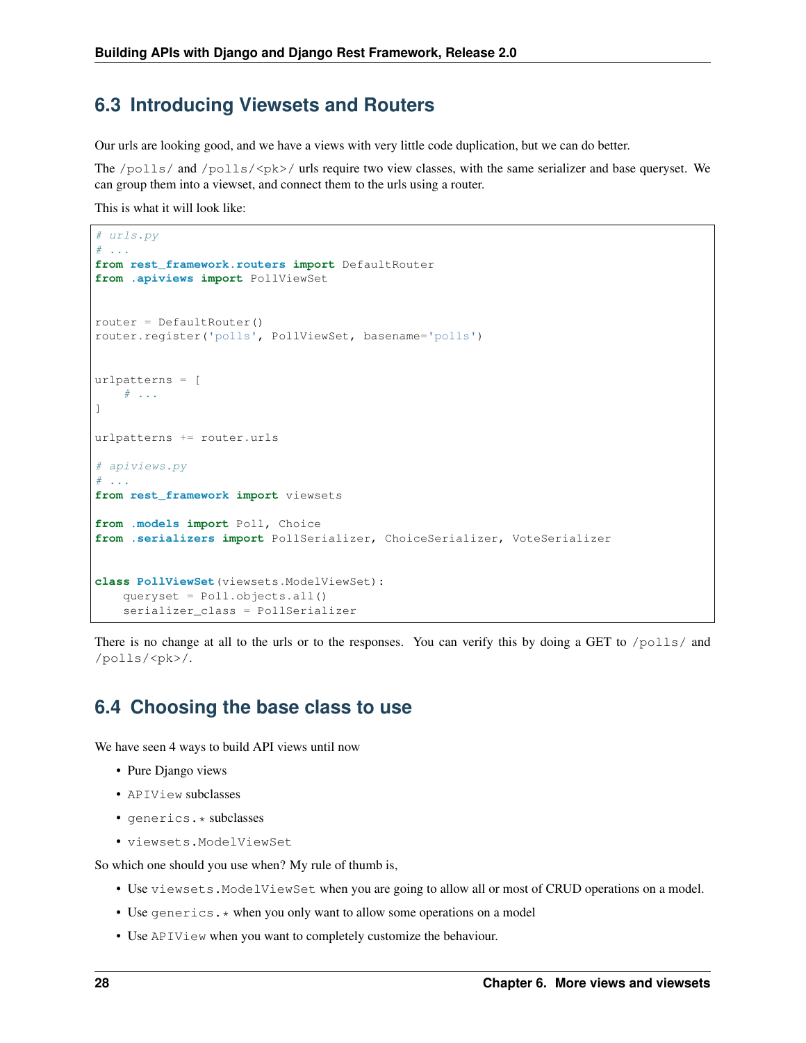## 6.3 Introducing Viewsets and Routers

Our urls are looking good, and we have a views with very little code duplication, but we can do better.

The /polls/ and /polls/<pk>/ urls require two view classes, with the same serializer and base queryset. We can group them into a viewset, and connect them to the urls using a router.

This is what it will look like:

```
# urls.py
# ...
from rest_framework.routers import DefaultRouter
from .apiviews import PollViewSet


router = DefaultRouter()
router.register('polls', PollViewSet, basename='polls')


urlpatterns = [
    # ...
]

urlpatterns += router.urls

# apiviews.py
# ...
from rest_framework import viewsets

from .models import Poll, Choice
from .serializers import PollSerializer, ChoiceSerializer, VoteSerializer


class PollViewSet(viewsets.ModelViewSet):
    queryset = Poll.objects.all()
    serializer_class = PollSerializer
```

There is no change at all to the urls or to the responses. You can verify this by doing a GET to /polls/ and /polls/<pk>/.

## 6.4 Choosing the base class to use

We have seen 4 ways to build API views until now

- Pure Django views
- APIView subclasses
- generics.* subclasses
- viewsets.ModelViewSet

So which one should you use when? My rule of thumb is,

- Use viewsets.ModelViewSet when you are going to allow all or most of CRUD operations on a model.
- Use generics.* when you only want to allow some operations on a model
- Use APIView when you want to completely customize the behaviour.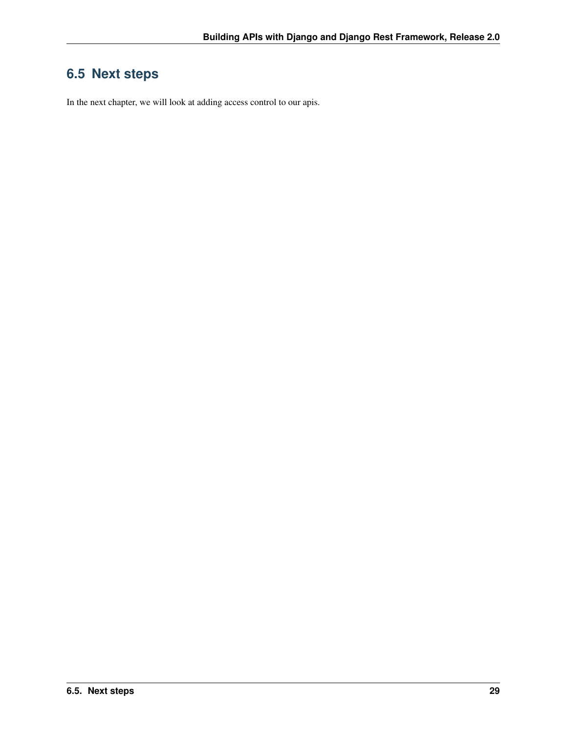## 6.5 Next steps

In the next chapter, we will look at adding access control to our apis.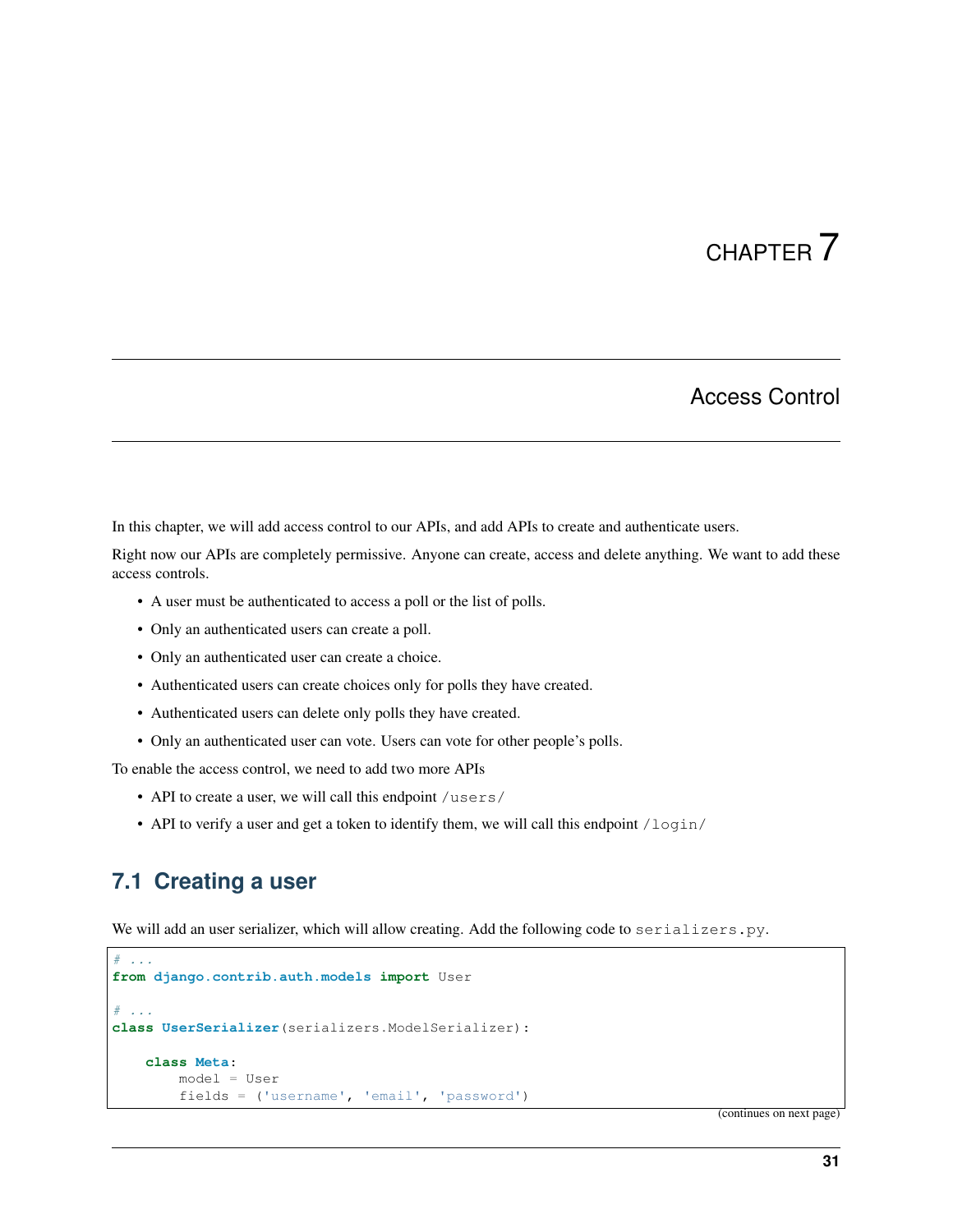# CHAPTER 7

## Access Control

In this chapter, we will add access control to our APIs, and add APIs to create and authenticate users.

Right now our APIs are completely permissive. Anyone can create, access and delete anything. We want to add these access controls.

- A user must be authenticated to access a poll or the list of polls.
- Only an authenticated users can create a poll.
- Only an authenticated user can create a choice.
- Authenticated users can create choices only for polls they have created.
- Authenticated users can delete only polls they have created.
- Only an authenticated user can vote. Users can vote for other people's polls.

To enable the access control, we need to add two more APIs

- API to create a user, we will call this endpoint `/users/`
- API to verify a user and get a token to identify them, we will call this endpoint `/login/`

### 7.1 Creating a user

We will add an user serializer, which will allow creating. Add the following code to `serializers.py`.

```
# ...
from django.contrib.auth.models import User

# ...
class UserSerializer(serializers.ModelSerializer):

    class Meta:
        model = User
        fields = ('username', 'email', 'password')
```

(continues on next page)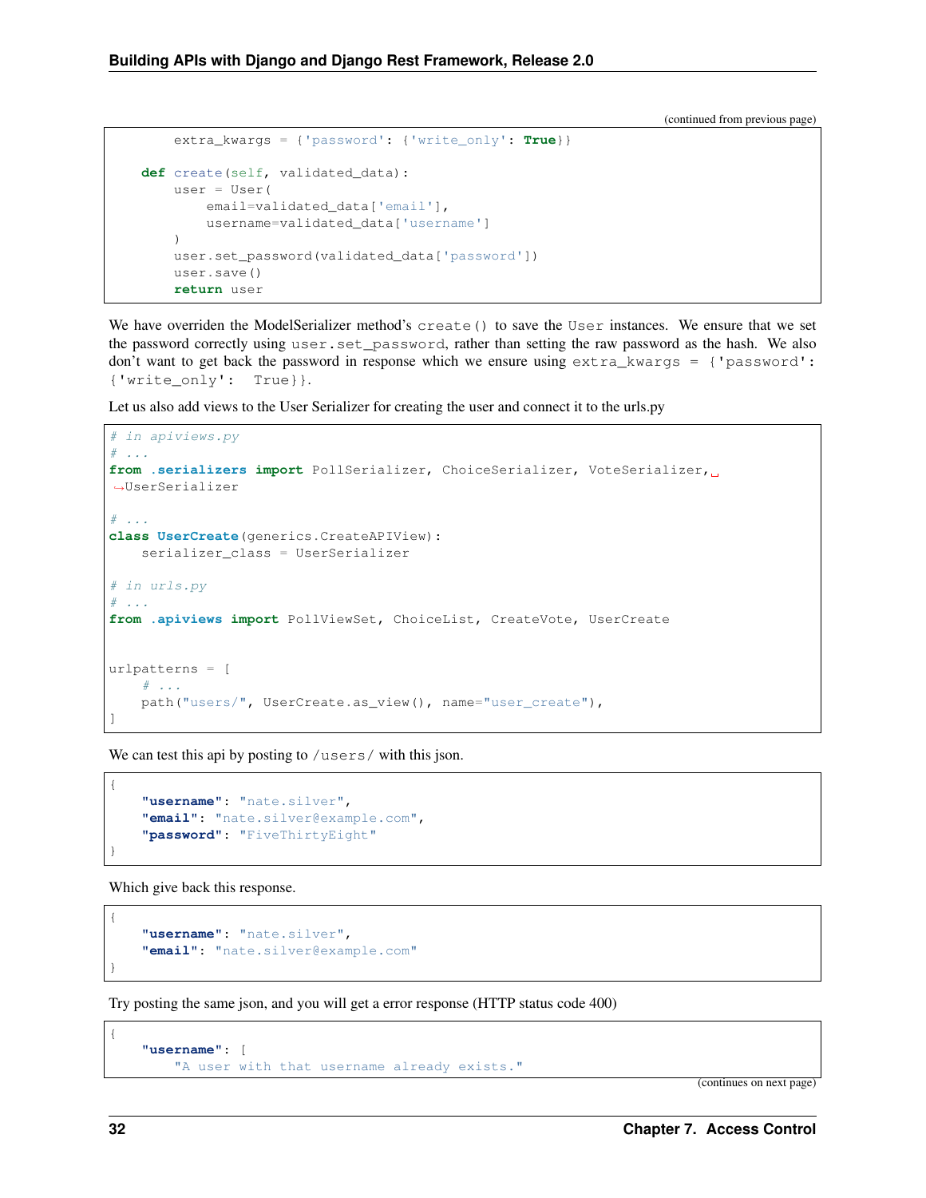(continued from previous page)

```python
        extra_kwargs = {'password': {'write_only': True}}

    def create(self, validated_data):
        user = User(
            email=validated_data['email'],
            username=validated_data['username']
        )
        user.set_password(validated_data['password'])
        user.save()
        return user
```

We have overriden the ModelSerializer method's `create()` to save the `User` instances. We ensure that we set the password correctly using `user.set_password`, rather than setting the raw password as the hash. We also don't want to get back the password in response which we ensure using `extra_kwargs = {'password': {'write_only': True}}`.

Let us also add views to the User Serializer for creating the user and connect it to the urls.py

```python
# in apiviews.py
# ...
from .serializers import PollSerializer, ChoiceSerializer, VoteSerializer, UserSerializer

# ...
class UserCreate(generics.CreateAPIView):
    serializer_class = UserSerializer

# in urls.py
# ...
from .apiviews import PollViewSet, ChoiceList, CreateVote, UserCreate


urlpatterns = [
    # ...
    path("users/", UserCreate.as_view(), name="user_create"),
]
```

We can test this api by posting to `/users/` with this json.

```json
{
    "username": "nate.silver",
    "email": "nate.silver@example.com",
    "password": "FiveThirtyEight"
}
```

Which give back this response.

```json
{
    "username": "nate.silver",
    "email": "nate.silver@example.com"
}
```

Try posting the same json, and you will get a error response (HTTP status code 400)

```json
{
    "username": [
        "A user with that username already exists."
```

(continues on next page)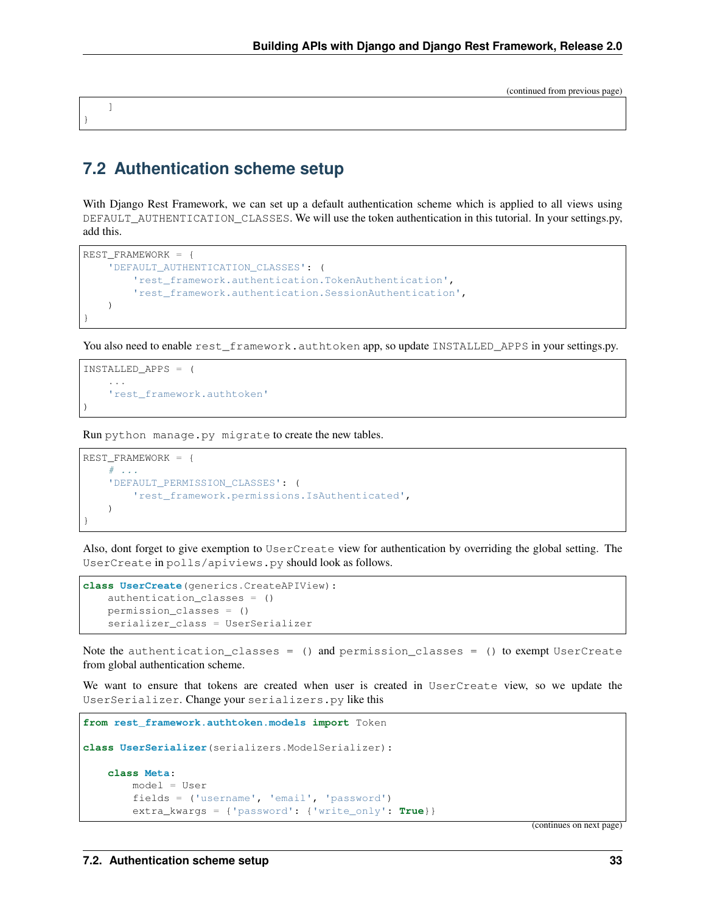(continued from previous page)

```
    ]
}
```

## 7.2 Authentication scheme setup

With Django Rest Framework, we can set up a default authentication scheme which is applied to all views using `DEFAULT_AUTHENTICATION_CLASSES`. We will use the token authentication in this tutorial. In your settings.py, add this.

```
REST_FRAMEWORK = {
    'DEFAULT_AUTHENTICATION_CLASSES': (
        'rest_framework.authentication.TokenAuthentication',
        'rest_framework.authentication.SessionAuthentication',
    )
}
```

You also need to enable `rest_framework.authtoken` app, so update `INSTALLED_APPS` in your settings.py.

```
INSTALLED_APPS = (
    ...
    'rest_framework.authtoken'
)
```

Run `python manage.py migrate` to create the new tables.

```
REST_FRAMEWORK = {
    # ...
    'DEFAULT_PERMISSION_CLASSES': (
        'rest_framework.permissions.IsAuthenticated',
    )
}
```

Also, dont forget to give exemption to `UserCreate` view for authentication by overriding the global setting. The `UserCreate` in `polls/apiviews.py` should look as follows.

```
class UserCreate(generics.CreateAPIView):
    authentication_classes = ()
    permission_classes = ()
    serializer_class = UserSerializer
```

Note the `authentication_classes = ()` and `permission_classes = ()` to exempt `UserCreate` from global authentication scheme.

We want to ensure that tokens are created when user is created in `UserCreate` view, so we update the `UserSerializer`. Change your `serializers.py` like this

```
from rest_framework.authtoken.models import Token

class UserSerializer(serializers.ModelSerializer):

    class Meta:
        model = User
        fields = ('username', 'email', 'password')
        extra_kwargs = {'password': {'write_only': True}}
```

(continues on next page)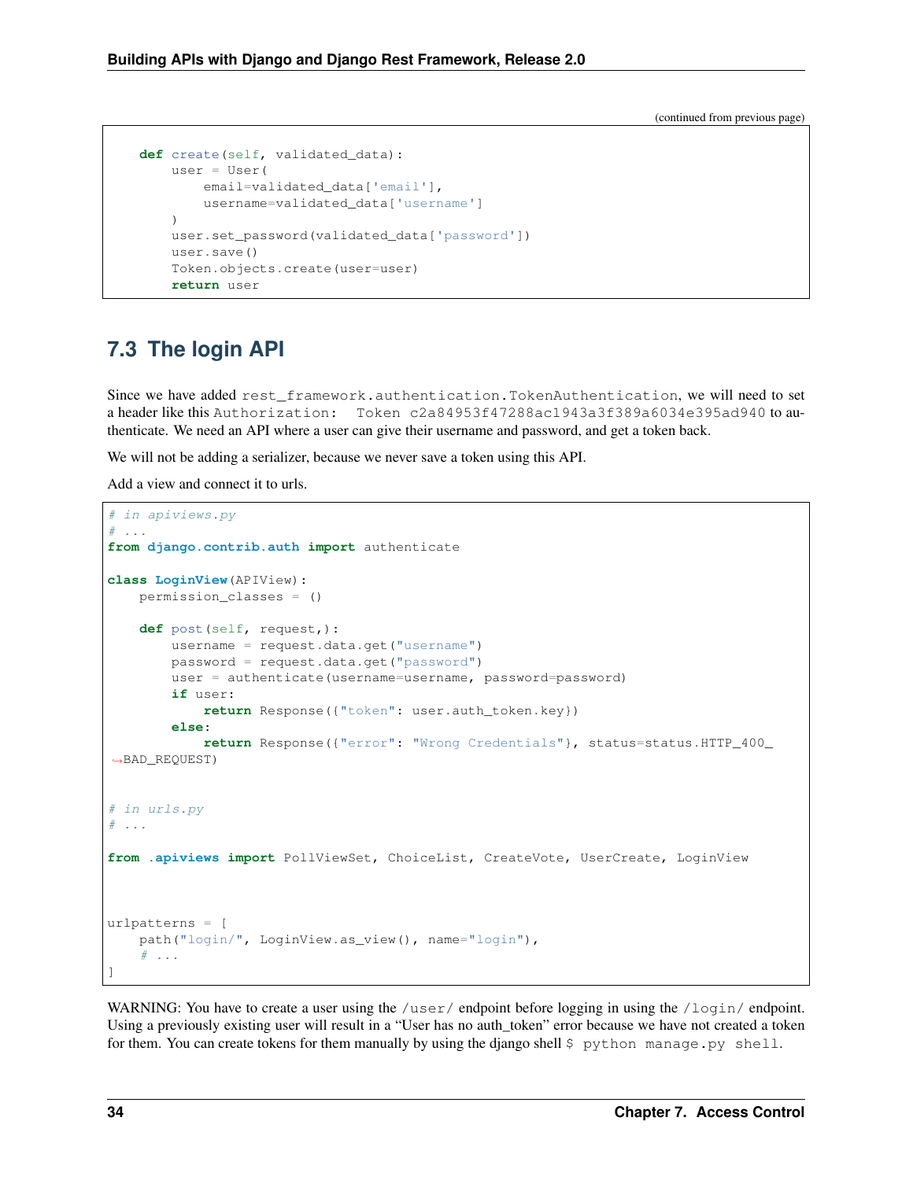(continued from previous page)

```python
    def create(self, validated_data):
        user = User(
            email=validated_data['email'],
            username=validated_data['username']
        )
        user.set_password(validated_data['password'])
        user.save()
        Token.objects.create(user=user)
        return user
```

## 7.3 The login API

Since we have added `rest_framework.authentication.TokenAuthentication`, we will need to set a header like this `Authorization: Token c2a84953f47288ac1943a3f389a6034e395ad940` to authenticate. We need an API where a user can give their username and password, and get a token back.

We will not be adding a serializer, because we never save a token using this API.

Add a view and connect it to urls.

```python
# in apiviews.py
# ...
from django.contrib.auth import authenticate

class LoginView(APIView):
    permission_classes = ()

    def post(self, request,):
        username = request.data.get("username")
        password = request.data.get("password")
        user = authenticate(username=username, password=password)
        if user:
            return Response({"token": user.auth_token.key})
        else:
            return Response({"error": "Wrong Credentials"}, status=status.HTTP_400_
→BAD_REQUEST)


# in urls.py
# ...

from .apiviews import PollViewSet, ChoiceList, CreateVote, UserCreate, LoginView



urlpatterns = [
    path("login/", LoginView.as_view(), name="login"),
    # ...
]
```

WARNING: You have to create a user using the `/user/` endpoint before logging in using the `/login/` endpoint. Using a previously existing user will result in a "User has no auth_token" error because we have not created a token for them. You can create tokens for them manually by using the django shell `$ python manage.py shell`.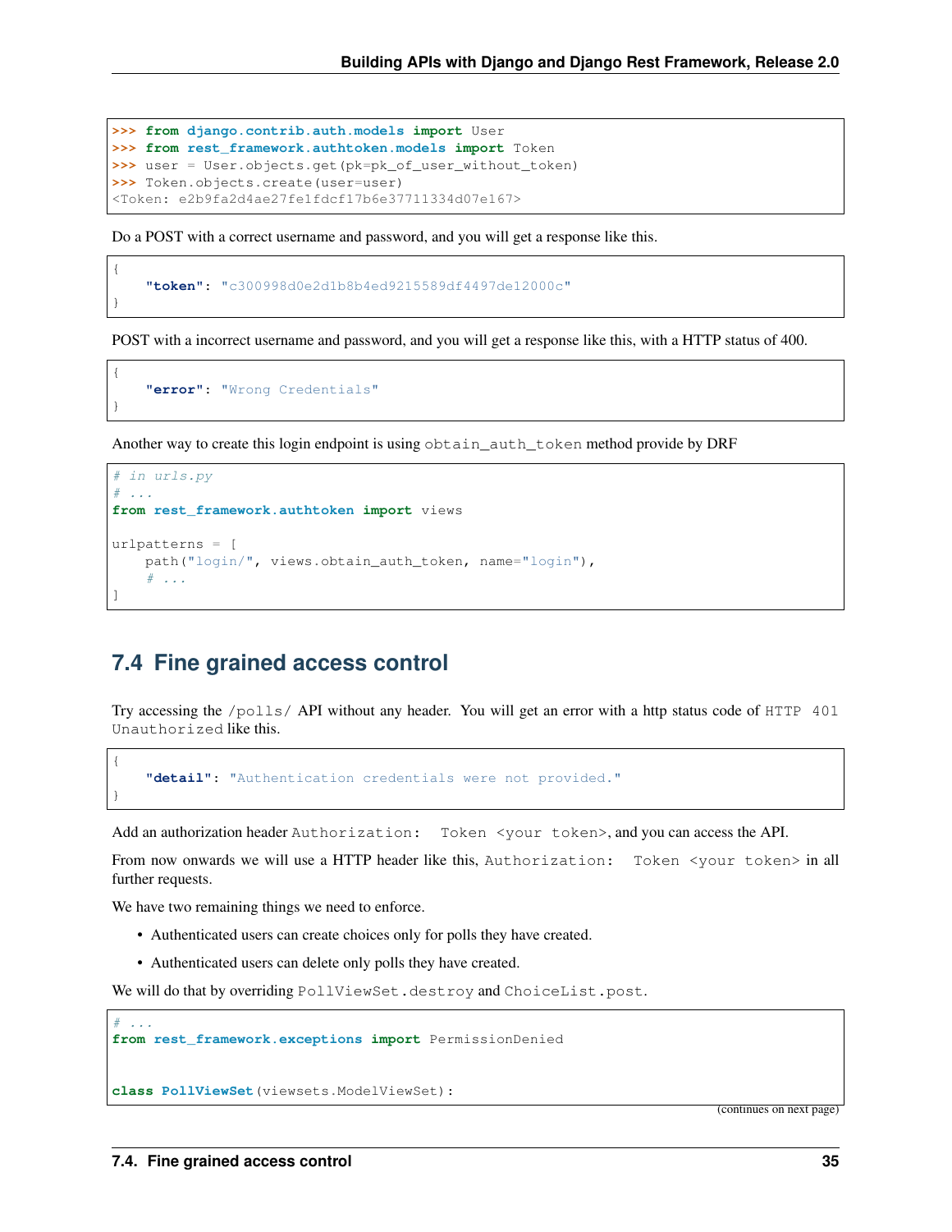```
>>> from django.contrib.auth.models import User
>>> from rest_framework.authtoken.models import Token
>>> user = User.objects.get(pk=pk_of_user_without_token)
>>> Token.objects.create(user=user)
<Token: e2b9fa2d4ae27fe1fdcf17b6e37711334d07e167>
```

Do a POST with a correct username and password, and you will get a response like this.

```
{
    "token": "c300998d0e2d1b8b4ed9215589df4497de12000c"
}
```

POST with a incorrect username and password, and you will get a response like this, with a HTTP status of 400.

```
{
    "error": "Wrong Credentials"
}
```

Another way to create this login endpoint is using `obtain_auth_token` method provide by DRF

```
# in urls.py
# ...
from rest_framework.authtoken import views

urlpatterns = [
    path("login/", views.obtain_auth_token, name="login"),
    # ...
]
```

## 7.4 Fine grained access control

Try accessing the `/polls/` API without any header. You will get an error with a http status code of `HTTP 401 Unauthorized` like this.

```
{
    "detail": "Authentication credentials were not provided."
}
```

Add an authorization header `Authorization: Token <your token>`, and you can access the API.

From now onwards we will use a HTTP header like this, `Authorization: Token <your token>` in all further requests.

We have two remaining things we need to enforce.

- Authenticated users can create choices only for polls they have created.
- Authenticated users can delete only polls they have created.

We will do that by overriding `PollViewSet.destroy` and `ChoiceList.post`.

```
# ...
from rest_framework.exceptions import PermissionDenied


class PollViewSet(viewsets.ModelViewSet):
```

(continues on next page)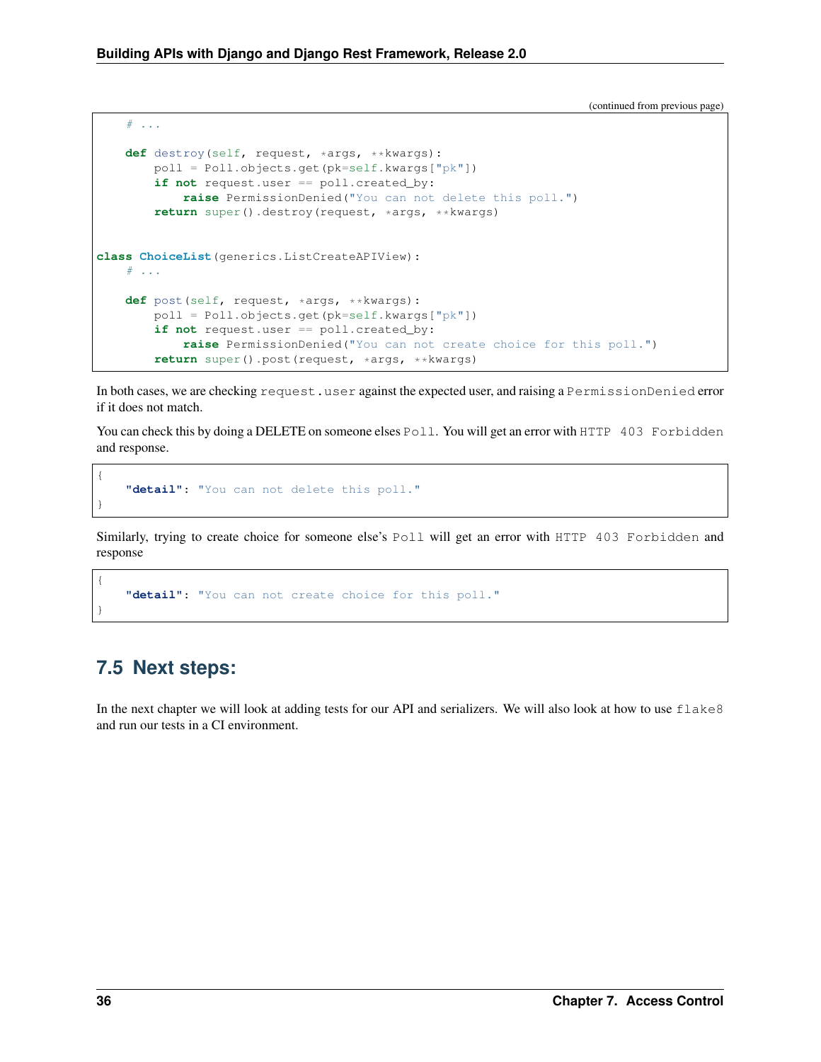(continued from previous page)

```python
    # ...

    def destroy(self, request, *args, **kwargs):
        poll = Poll.objects.get(pk=self.kwargs["pk"])
        if not request.user == poll.created_by:
            raise PermissionDenied("You can not delete this poll.")
        return super().destroy(request, *args, **kwargs)


class ChoiceList(generics.ListCreateAPIView):
    # ...

    def post(self, request, *args, **kwargs):
        poll = Poll.objects.get(pk=self.kwargs["pk"])
        if not request.user == poll.created_by:
            raise PermissionDenied("You can not create choice for this poll.")
        return super().post(request, *args, **kwargs)
```

In both cases, we are checking `request.user` against the expected user, and raising a `PermissionDenied` error if it does not match.

You can check this by doing a DELETE on someone elses `Poll`. You will get an error with `HTTP 403 Forbidden` and response.

```json
{
    "detail": "You can not delete this poll."
}
```

Similarly, trying to create choice for someone else's `Poll` will get an error with `HTTP 403 Forbidden` and response

```json
{
    "detail": "You can not create choice for this poll."
}
```

## 7.5 Next steps:

In the next chapter we will look at adding tests for our API and serializers. We will also look at how to use `flake8` and run our tests in a CI environment.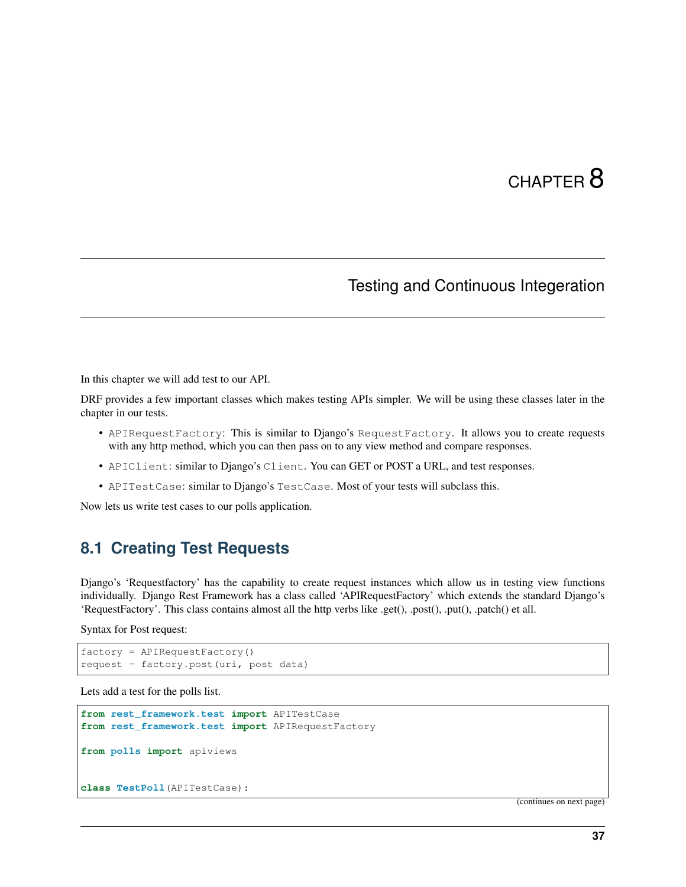# CHAPTER 8

## Testing and Continuous Integration

In this chapter we will add test to our API.

DRF provides a few important classes which makes testing APIs simpler. We will be using these classes later in the chapter in our tests.

- `APIRequestFactory`: This is similar to Django's `RequestFactory`. It allows you to create requests with any http method, which you can then pass on to any view method and compare responses.
- `APIClient`: similar to Django's `Client`. You can GET or POST a URL, and test responses.
- `APITestCase`: similar to Django's `TestCase`. Most of your tests will subclass this.

Now lets us write test cases to our polls application.

### 8.1 Creating Test Requests

Django's 'Requestfactory' has the capability to create request instances which allow us in testing view functions individually. Django Rest Framework has a class called 'APIRequestFactory' which extends the standard Django's 'RequestFactory'. This class contains almost all the http verbs like .get(), .post(), .put(), .patch() et all.

Syntax for Post request:

```
factory = APIRequestFactory()
request = factory.post(uri, post data)
```

Lets add a test for the polls list.

```
from rest_framework.test import APITestCase
from rest_framework.test import APIRequestFactory

from polls import apiviews


class TestPoll(APITestCase):
```

(continues on next page)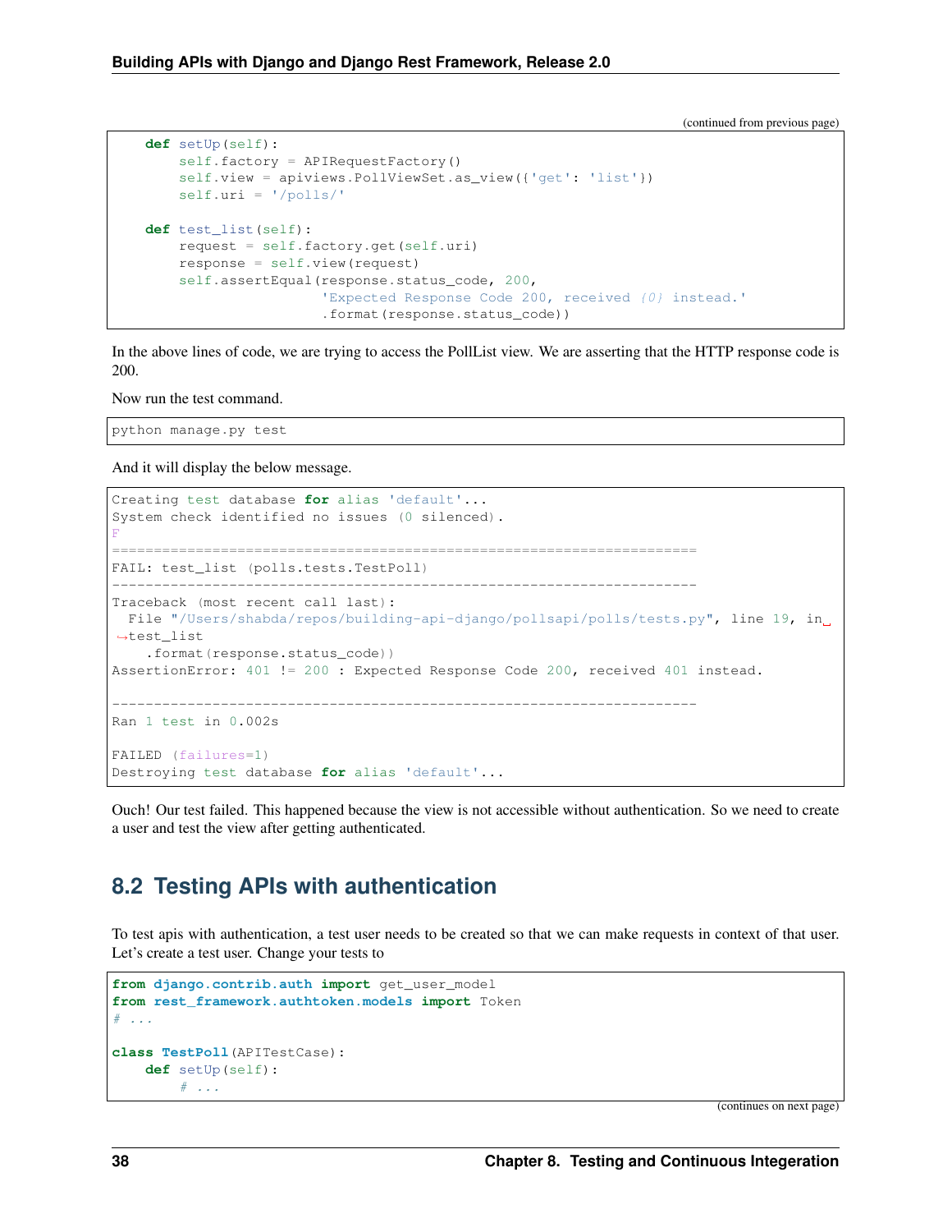(continued from previous page)

```
    def setUp(self):
        self.factory = APIRequestFactory()
        self.view = apiviews.PollViewSet.as_view({'get': 'list'})
        self.uri = '/polls/'

    def test_list(self):
        request = self.factory.get(self.uri)
        response = self.view(request)
        self.assertEqual(response.status_code, 200,
                         'Expected Response Code 200, received {0} instead.'
                         .format(response.status_code))
```

In the above lines of code, we are trying to access the PollList view. We are asserting that the HTTP response code is 200.

Now run the test command.

```
python manage.py test
```

And it will display the below message.

```
Creating test database for alias 'default'...
System check identified no issues (0 silenced).
F
======================================================================
FAIL: test_list (polls.tests.TestPoll)
----------------------------------------------------------------------
Traceback (most recent call last):
  File "/Users/shabda/repos/building-api-django/pollsapi/polls/tests.py", line 19, in
↪test_list
    .format(response.status_code))
AssertionError: 401 != 200 : Expected Response Code 200, received 401 instead.

----------------------------------------------------------------------
Ran 1 test in 0.002s

FAILED (failures=1)
Destroying test database for alias 'default'...
```

Ouch! Our test failed. This happened because the view is not accessible without authentication. So we need to create a user and test the view after getting authenticated.

## 8.2 Testing APIs with authentication

To test apis with authentication, a test user needs to be created so that we can make requests in context of that user. Let's create a test user. Change your tests to

```
from django.contrib.auth import get_user_model
from rest_framework.authtoken.models import Token
# ...

class TestPoll(APITestCase):
    def setUp(self):
        # ...
```

(continues on next page)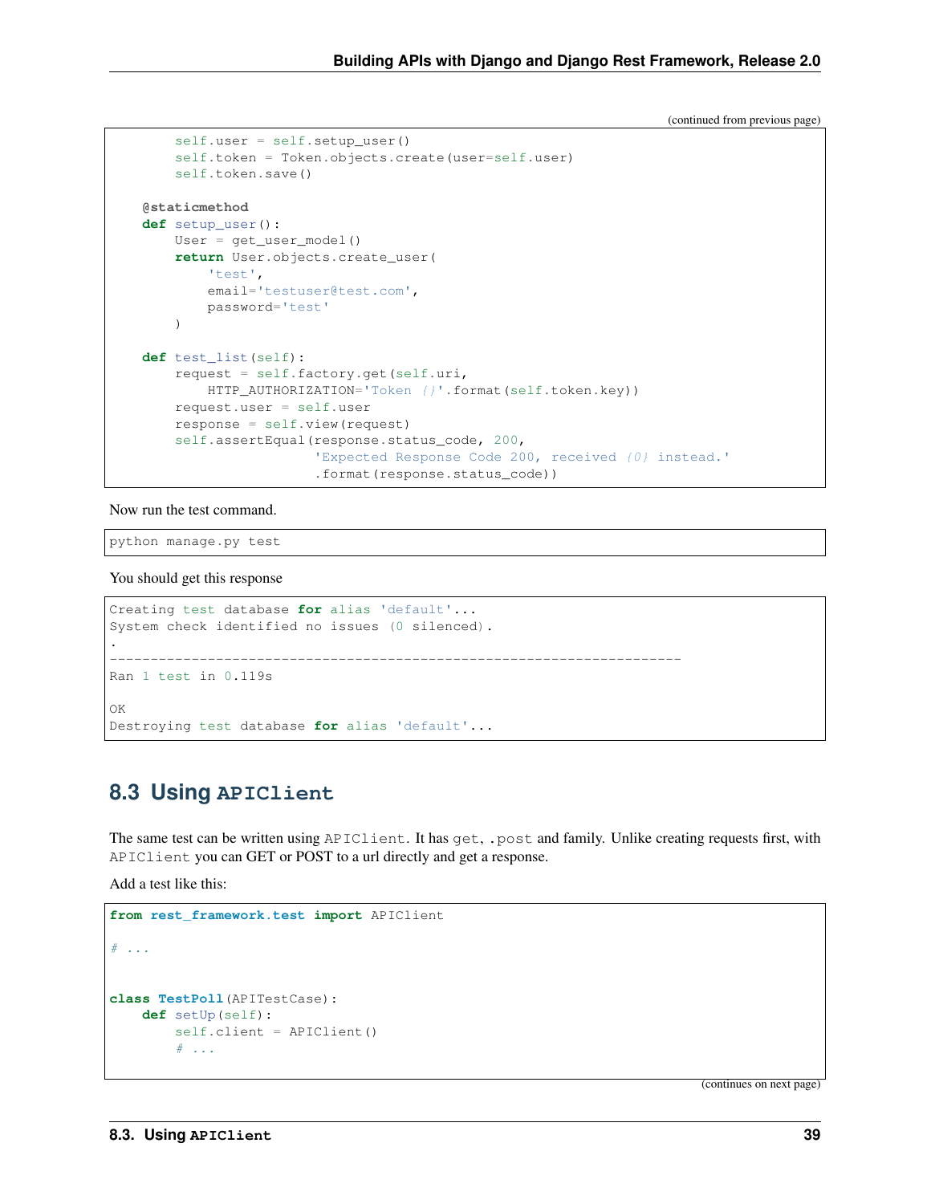(continued from previous page)

```
        self.user = self.setup_user()
        self.token = Token.objects.create(user=self.user)
        self.token.save()

    @staticmethod
    def setup_user():
        User = get_user_model()
        return User.objects.create_user(
            'test',
            email='testuser@test.com',
            password='test'
        )

    def test_list(self):
        request = self.factory.get(self.uri,
            HTTP_AUTHORIZATION='Token {}'.format(self.token.key))
        request.user = self.user
        response = self.view(request)
        self.assertEqual(response.status_code, 200,
                         'Expected Response Code 200, received {0} instead.'
                         .format(response.status_code))
```

Now run the test command.

```
python manage.py test
```

You should get this response

```
Creating test database for alias 'default'...
System check identified no issues (0 silenced).
.
----------------------------------------------------------------------
Ran 1 test in 0.119s

OK
Destroying test database for alias 'default'...
```

## 8.3 Using APIClient

The same test can be written using `APIClient`. It has `get`, `.post` and family. Unlike creating requests first, with `APIClient` you can GET or POST to a url directly and get a response.

Add a test like this:

```
from rest_framework.test import APIClient

# ...


class TestPoll(APITestCase):
    def setUp(self):
        self.client = APIClient()
        # ...
```

(continues on next page)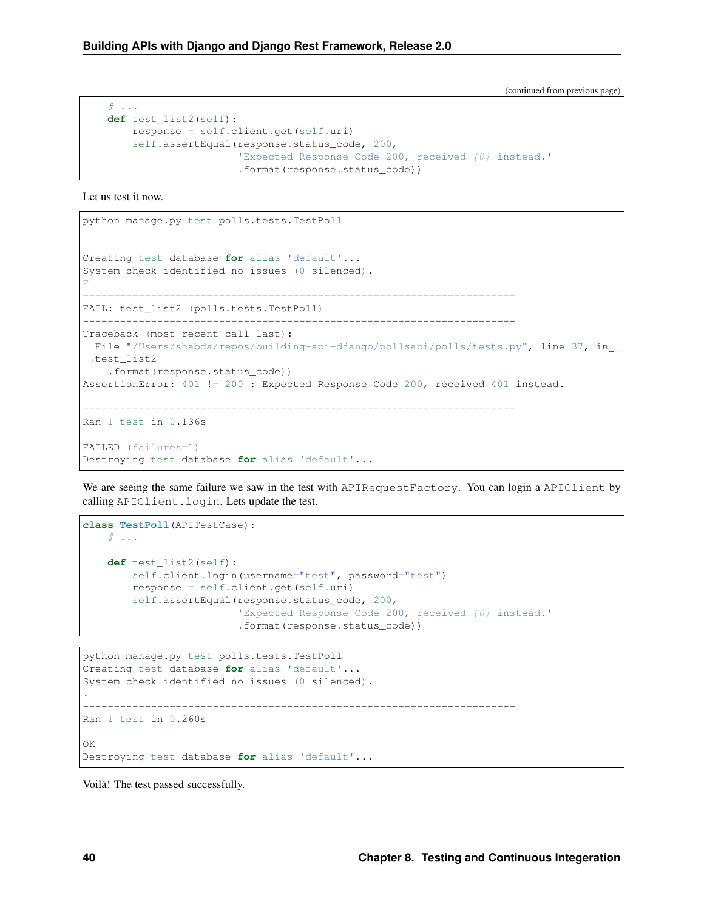(continued from previous page)

```
    # ...
    def test_list2(self):
        response = self.client.get(self.uri)
        self.assertEqual(response.status_code, 200,
                         'Expected Response Code 200, received {0} instead.'
                         .format(response.status_code))
```

Let us test it now.

```
python manage.py test polls.tests.TestPoll


Creating test database for alias 'default'...
System check identified no issues (0 silenced).
F
======================================================================
FAIL: test_list2 (polls.tests.TestPoll)
----------------------------------------------------------------------
Traceback (most recent call last):
  File "/Users/shabda/repos/building-api-django/pollsapi/polls/tests.py", line 37, in test_list2
    .format(response.status_code))
AssertionError: 401 != 200 : Expected Response Code 200, received 401 instead.

----------------------------------------------------------------------
Ran 1 test in 0.136s

FAILED (failures=1)
Destroying test database for alias 'default'...
```

We are seeing the same failure we saw in the test with `APIRequestFactory`. You can login a `APIClient` by calling `APIClient.login`. Lets update the test.

```
class TestPoll(APITestCase):
    # ...

    def test_list2(self):
        self.client.login(username="test", password="test")
        response = self.client.get(self.uri)
        self.assertEqual(response.status_code, 200,
                         'Expected Response Code 200, received {0} instead.'
                         .format(response.status_code))
```

```
python manage.py test polls.tests.TestPoll
Creating test database for alias 'default'...
System check identified no issues (0 silenced).
.
----------------------------------------------------------------------
Ran 1 test in 0.260s

OK
Destroying test database for alias 'default'...
```

Voilà! The test passed successfully.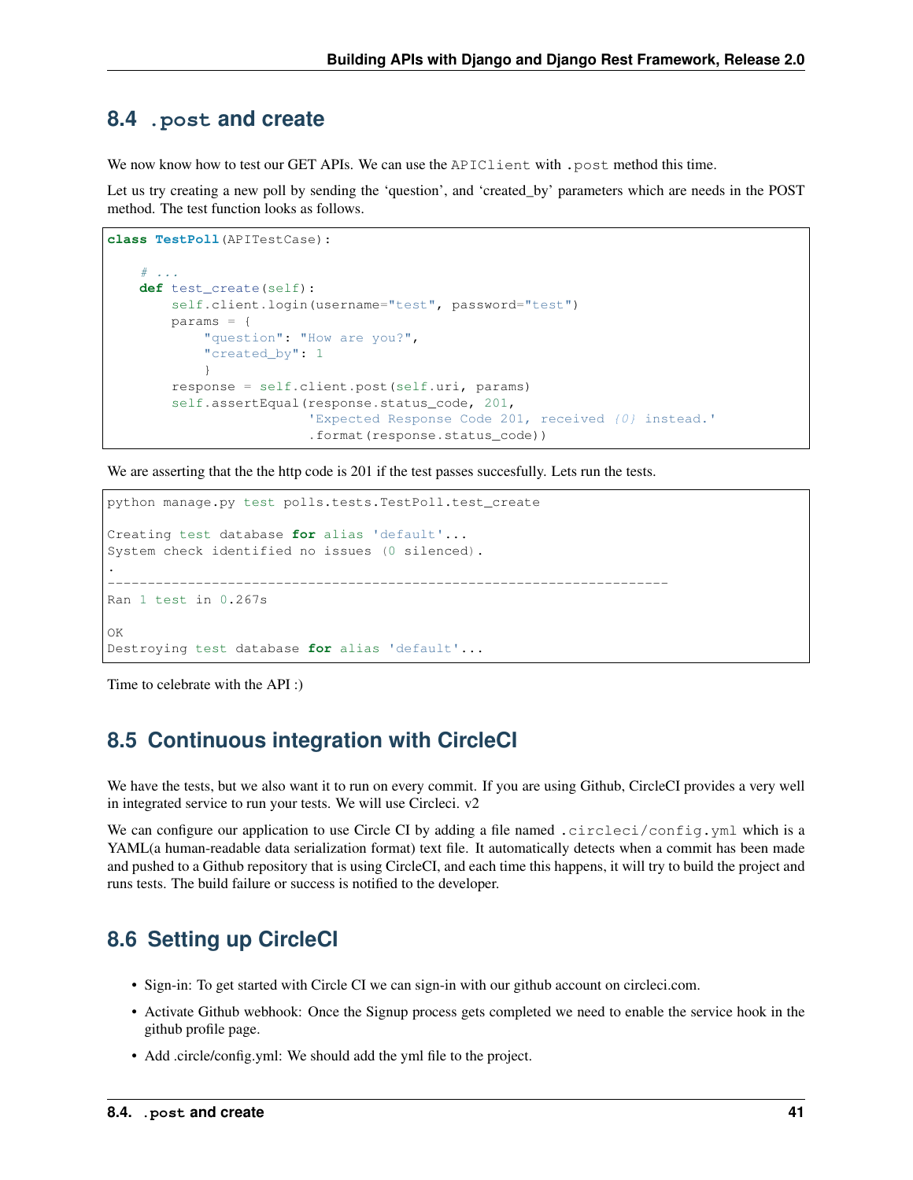## 8.4 `.post` and create

We now know how to test our GET APIs. We can use the `APIClient` with `.post` method this time.

Let us try creating a new poll by sending the 'question', and 'created_by' parameters which are needs in the POST method. The test function looks as follows.

```
class TestPoll(APITestCase):

    # ...
    def test_create(self):
        self.client.login(username="test", password="test")
        params = {
            "question": "How are you?",
            "created_by": 1
            }
        response = self.client.post(self.uri, params)
        self.assertEqual(response.status_code, 201,
                         'Expected Response Code 201, received {0} instead.'
                         .format(response.status_code))
```

We are asserting that the the http code is 201 if the test passes succesfully. Lets run the tests.

```
python manage.py test polls.tests.TestPoll.test_create

Creating test database for alias 'default'...
System check identified no issues (0 silenced).
.
----------------------------------------------------------------------
Ran 1 test in 0.267s

OK
Destroying test database for alias 'default'...
```

Time to celebrate with the API :)

## 8.5 Continuous integration with CircleCI

We have the tests, but we also want it to run on every commit. If you are using Github, CircleCI provides a very well in integrated service to run your tests. We will use Circleci. v2

We can configure our application to use Circle CI by adding a file named `.circleci/config.yml` which is a YAML(a human-readable data serialization format) text file. It automatically detects when a commit has been made and pushed to a Github repository that is using CircleCI, and each time this happens, it will try to build the project and runs tests. The build failure or success is notified to the developer.

## 8.6 Setting up CircleCI

- Sign-in: To get started with Circle CI we can sign-in with our github account on circleci.com.
- Activate Github webhook: Once the Signup process gets completed we need to enable the service hook in the github profile page.
- Add .circle/config.yml: We should add the yml file to the project.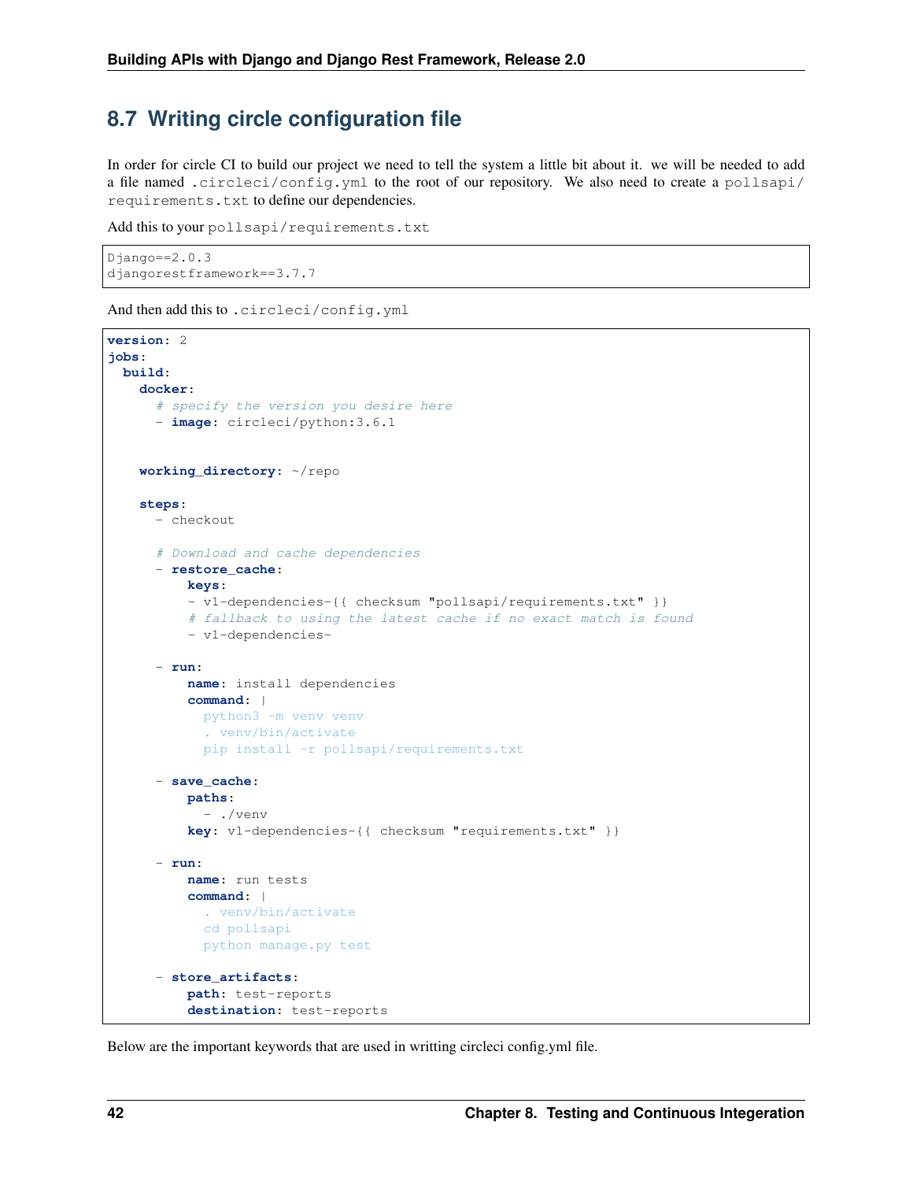## 8.7 Writing circle configuration file

In order for circle CI to build our project we need to tell the system a little bit about it. we will be needed to add a file named `.circleci/config.yml` to the root of our repository. We also need to create a `pollsapi/requirements.txt` to define our dependencies.

Add this to your `pollsapi/requirements.txt`

```
Django==2.0.3
djangorestframework==3.7.7
```

And then add this to `.circleci/config.yml`

```yaml
version: 2
jobs:
  build:
    docker:
      # specify the version you desire here
      - image: circleci/python:3.6.1


    working_directory: ~/repo

    steps:
      - checkout

      # Download and cache dependencies
      - restore_cache:
          keys:
          - v1-dependencies-{{ checksum "pollsapi/requirements.txt" }}
          # fallback to using the latest cache if no exact match is found
          - v1-dependencies-

      - run:
          name: install dependencies
          command: |
            python3 -m venv venv
            . venv/bin/activate
            pip install -r pollsapi/requirements.txt

      - save_cache:
          paths:
            - ./venv
          key: v1-dependencies-{{ checksum "requirements.txt" }}

      - run:
          name: run tests
          command: |
            . venv/bin/activate
            cd pollsapi
            python manage.py test

      - store_artifacts:
          path: test-reports
          destination: test-reports
```

Below are the important keywords that are used in writting circleci config.yml file.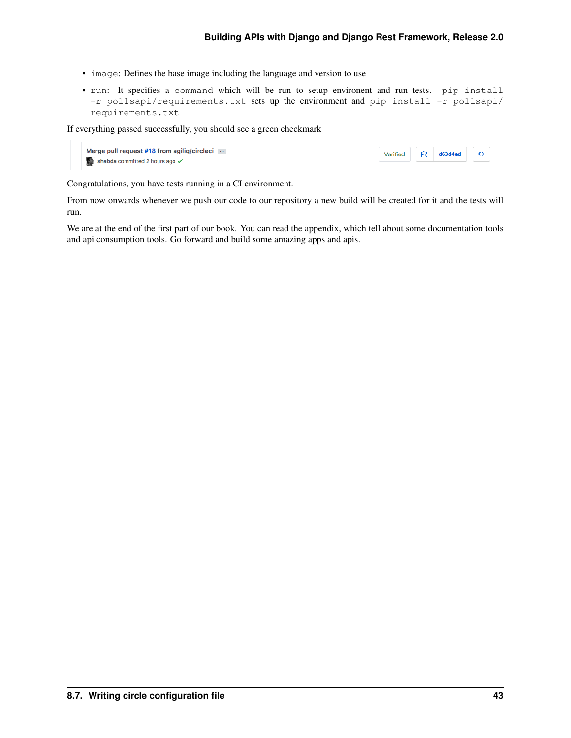- `image`: Defines the base image including the language and version to use
- `run`: It specifies a `command` which will be run to setup environent and run tests. `pip install -r pollsapi/requirements.txt` sets up the environment and `pip install -r pollsapi/requirements.txt`

If everything passed successfully, you should see a green checkmark

Merge pull request #18 from agiliq/circleci ··· shabda committed 2 hours ago ✔ Verified d63d4ed <>

Congratulations, you have tests running in a CI environment.

From now onwards whenever we push our code to our repository a new build will be created for it and the tests will run.

We are at the end of the first part of our book. You can read the appendix, which tell about some documentation tools and api consumption tools. Go forward and build some amazing apps and apis.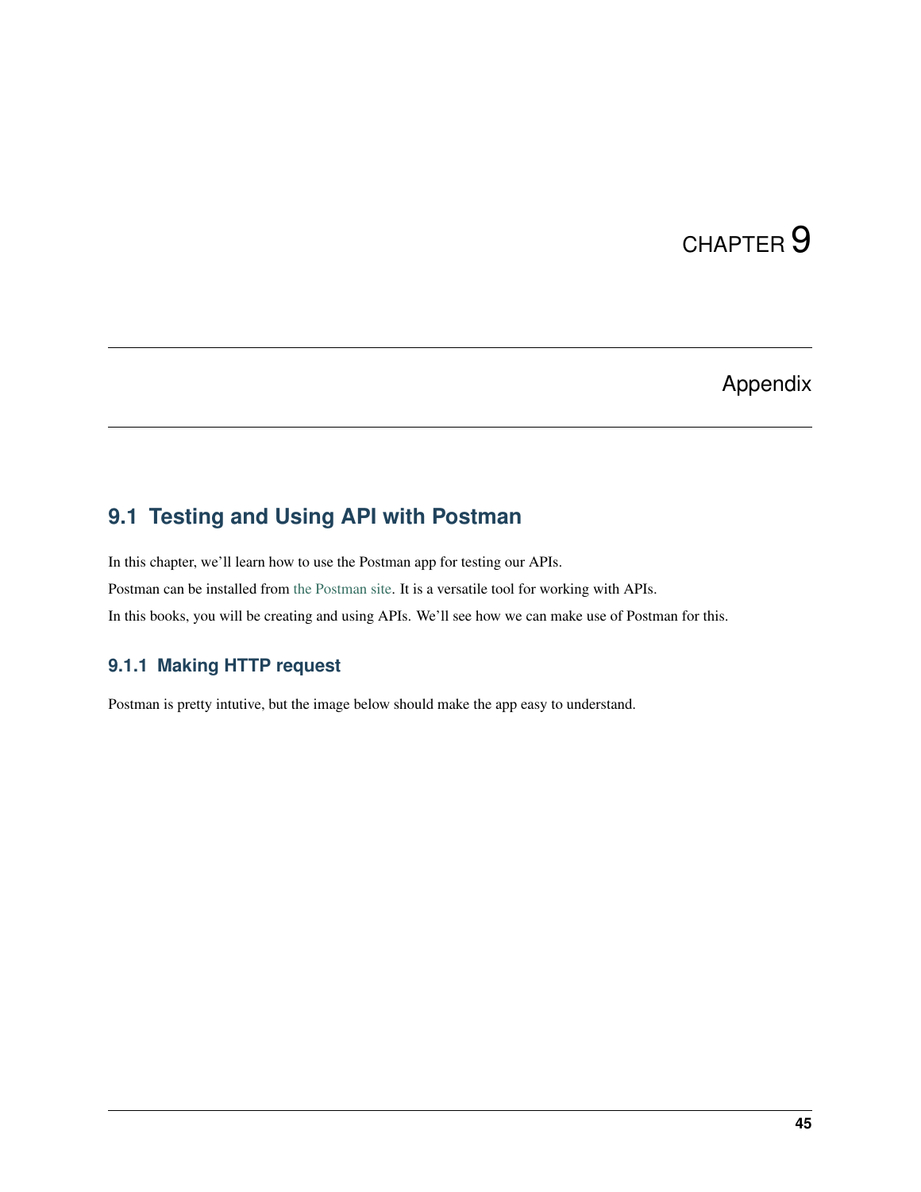# CHAPTER 9

# Appendix

## 9.1 Testing and Using API with Postman

In this chapter, we'll learn how to use the Postman app for testing our APIs.

Postman can be installed from the Postman site. It is a versatile tool for working with APIs.

In this books, you will be creating and using APIs. We'll see how we can make use of Postman for this.

### 9.1.1 Making HTTP request

Postman is pretty intutive, but the image below should make the app easy to understand.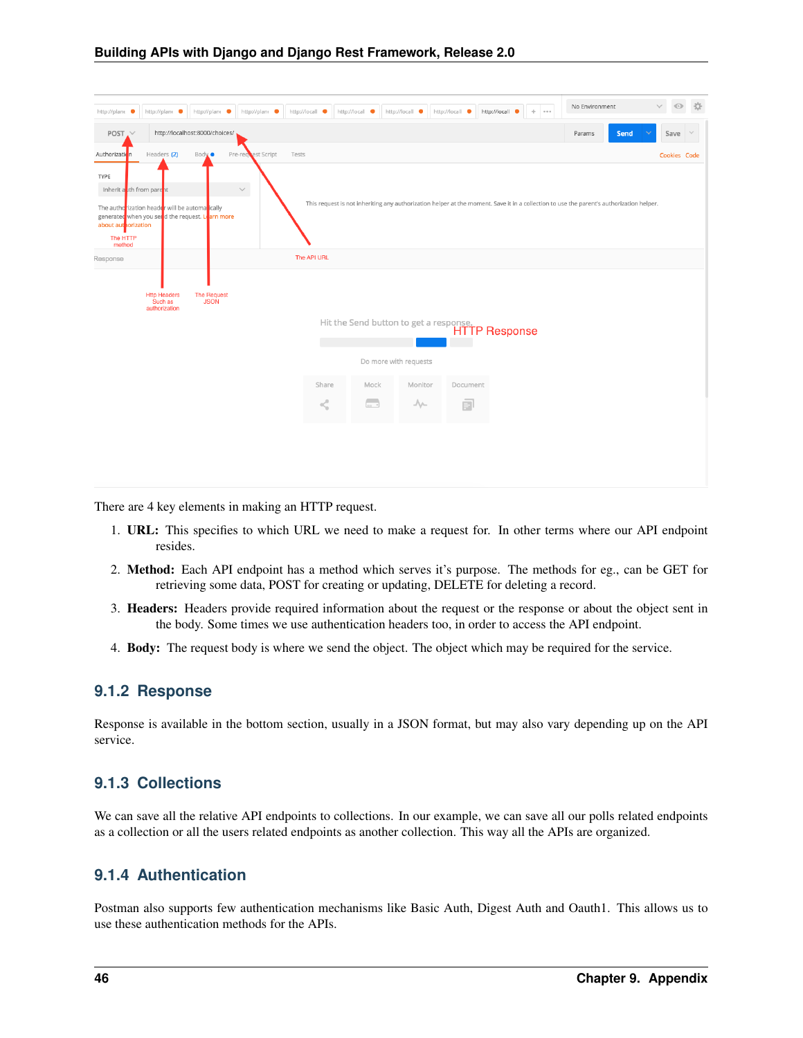There are 4 key elements in making an HTTP request.

1. **URL:** This specifies to which URL we need to make a request for. In other terms where our API endpoint resides.
2. **Method:** Each API endpoint has a method which serves it's purpose. The methods for eg., can be GET for retrieving some data, POST for creating or updating, DELETE for deleting a record.
3. **Headers:** Headers provide required information about the request or the response or about the object sent in the body. Some times we use authentication headers too, in order to access the API endpoint.
4. **Body:** The request body is where we send the object. The object which may be required for the service.

### 9.1.2 Response

Response is available in the bottom section, usually in a JSON format, but may also vary depending up on the API service.

### 9.1.3 Collections

We can save all the relative API endpoints to collections. In our example, we can save all our polls related endpoints as a collection or all the users related endpoints as another collection. This way all the APIs are organized.

### 9.1.4 Authentication

Postman also supports few authentication mechanisms like Basic Auth, Digest Auth and Oauth1. This allows us to use these authentication methods for the APIs.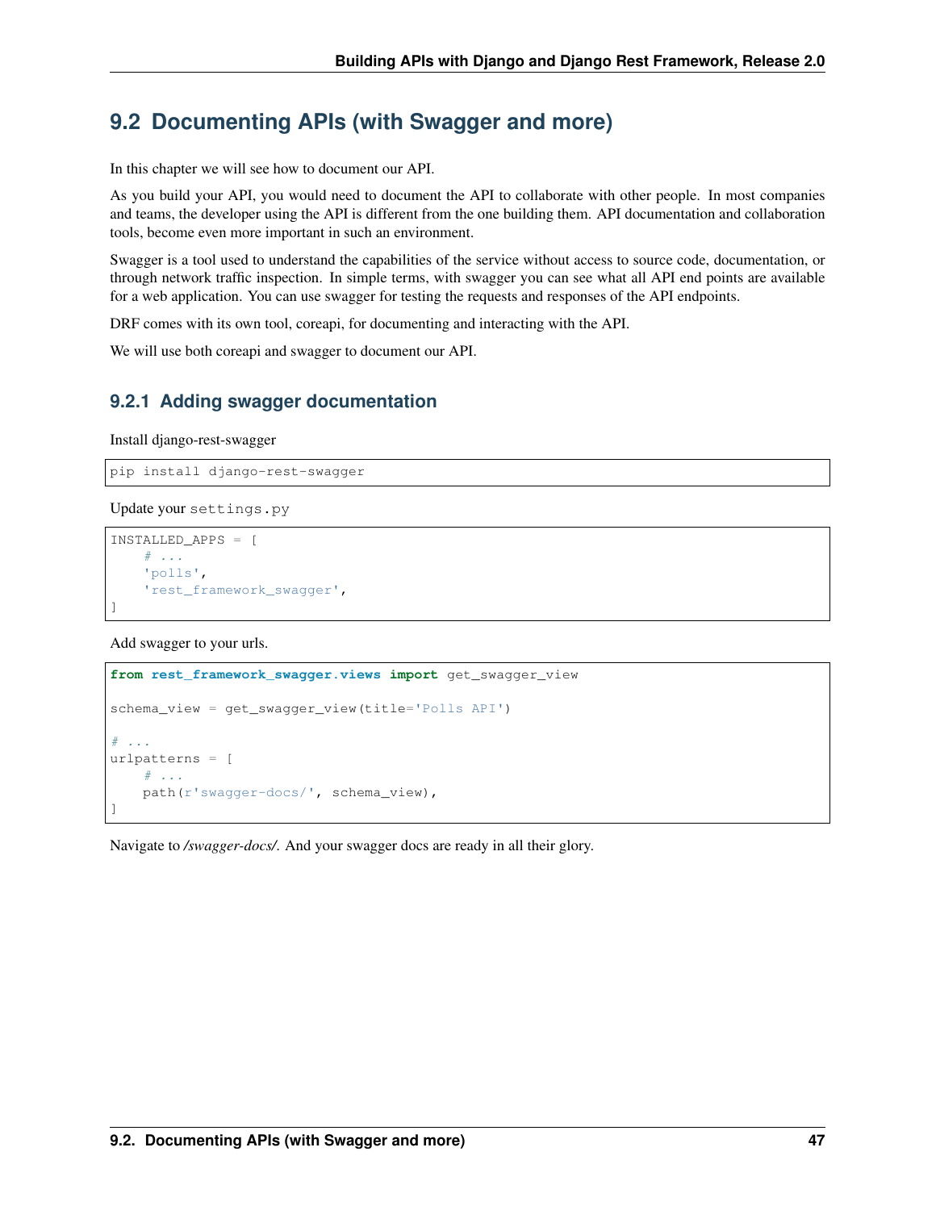## 9.2 Documenting APIs (with Swagger and more)

In this chapter we will see how to document our API.

As you build your API, you would need to document the API to collaborate with other people. In most companies and teams, the developer using the API is different from the one building them. API documentation and collaboration tools, become even more important in such an environment.

Swagger is a tool used to understand the capabilities of the service without access to source code, documentation, or through network traffic inspection. In simple terms, with swagger you can see what all API end points are available for a web application. You can use swagger for testing the requests and responses of the API endpoints.

DRF comes with its own tool, coreapi, for documenting and interacting with the API.

We will use both coreapi and swagger to document our API.

### 9.2.1 Adding swagger documentation

Install django-rest-swagger

```
pip install django-rest-swagger
```

Update your `settings.py`

```
INSTALLED_APPS = [
    # ...
    'polls',
    'rest_framework_swagger',
]
```

Add swagger to your urls.

```
from rest_framework_swagger.views import get_swagger_view

schema_view = get_swagger_view(title='Polls API')

# ...
urlpatterns = [
    # ...
    path(r'swagger-docs/', schema_view),
]
```

Navigate to */swagger-docs/*. And your swagger docs are ready in all their glory.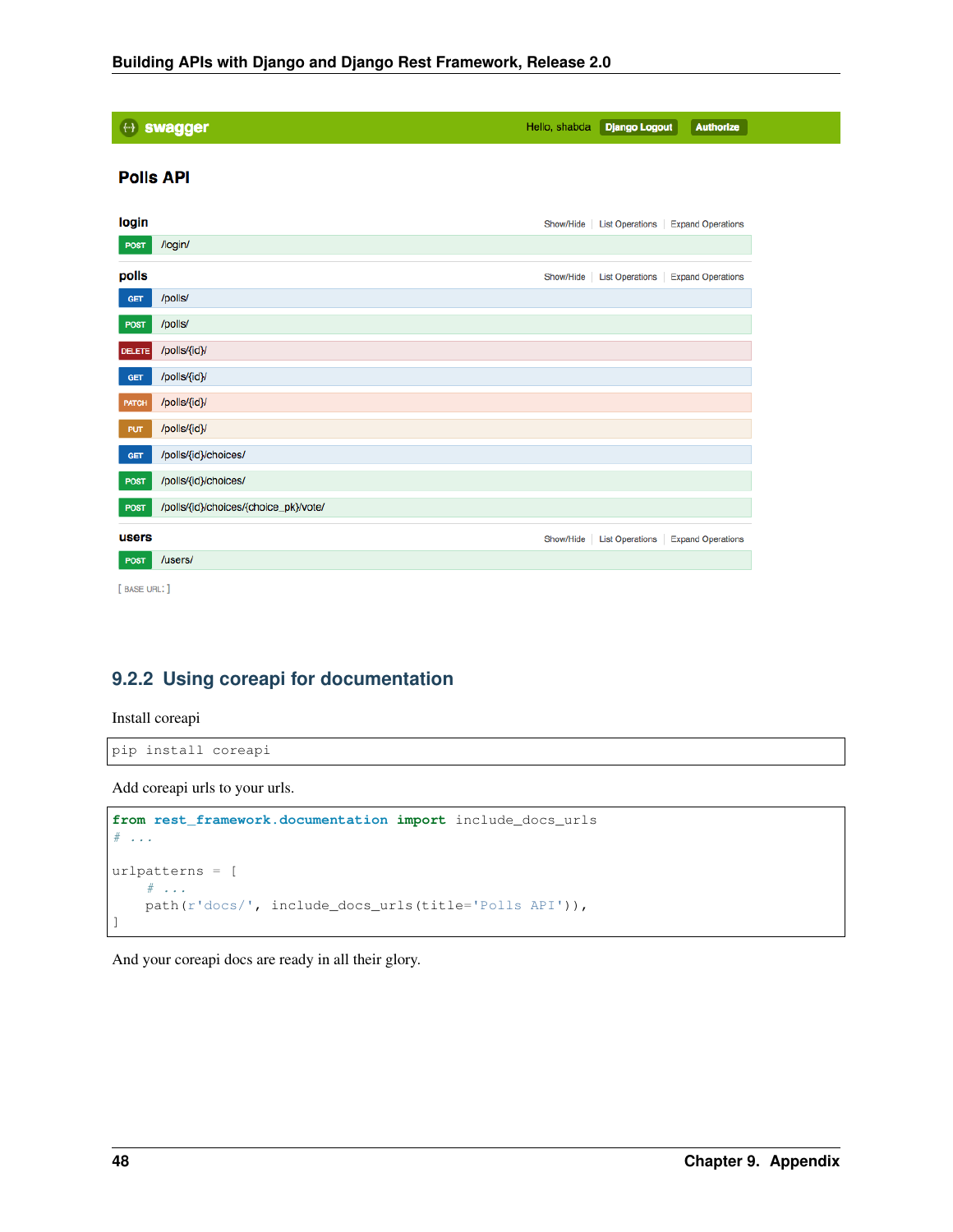## 9.2.2 Using coreapi for documentation

Install coreapi

```
pip install coreapi
```

Add coreapi urls to your urls.

```
from rest_framework.documentation import include_docs_urls
# ...

urlpatterns = [
    # ...
    path(r'docs/', include_docs_urls(title='Polls API')),
]
```

And your coreapi docs are ready in all their glory.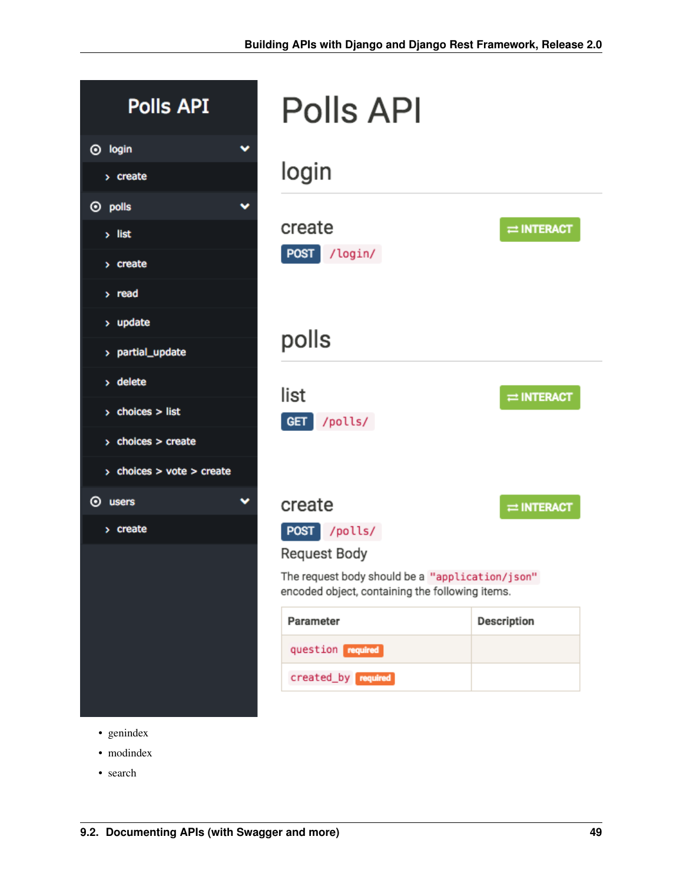Polls API

login

create

polls

list

create

read

update

partial_update

delete

choices > list

choices > create

choices > vote > create

users

create

# Polls API

## login

### create

POST /login/

INTERACT

## polls

### list

GET /polls/

INTERACT

### create

POST /polls/

INTERACT

Request Body

The request body should be a "application/json" encoded object, containing the following items.

| Parameter | Description |
| --- | --- |
| question required | |
| created_by required | |

- genindex
- modindex
- search